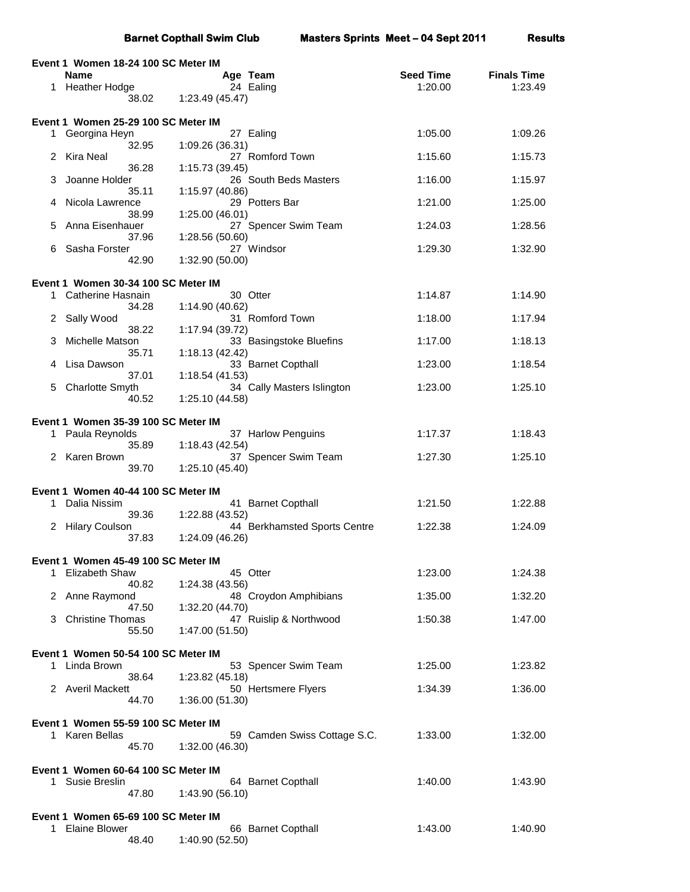**Barnet Copthall Swim Club** **Masters Sprints Meet – 04 Sept 2011** **Results**

### Event 1 Women 18-24 100 SC Meter IM

| | Name | Age | Team | Seed Time | Finals Time |
|---|---|---|---|---|---|
| 1 | Heather Hodge | 24 | Ealing | 1:20.00 | 1:23.49 |
| | 38.02 | 1:23.49 (45.47) | | | |

### Event 1 Women 25-29 100 SC Meter IM

| | Name | Age | Team | Seed Time | Finals Time |
|---|---|---|---|---|---|
| 1 | Georgina Heyn | 27 | Ealing | 1:05.00 | 1:09.26 |
| | 32.95 | 1:09.26 (36.31) | | | |
| 2 | Kira Neal | 27 | Romford Town | 1:15.60 | 1:15.73 |
| | 36.28 | 1:15.73 (39.45) | | | |
| 3 | Joanne Holder | 26 | South Beds Masters | 1:16.00 | 1:15.97 |
| | 35.11 | 1:15.97 (40.86) | | | |
| 4 | Nicola Lawrence | 29 | Potters Bar | 1:21.00 | 1:25.00 |
| | 38.99 | 1:25.00 (46.01) | | | |
| 5 | Anna Eisenhauer | 27 | Spencer Swim Team | 1:24.03 | 1:28.56 |
| | 37.96 | 1:28.56 (50.60) | | | |
| 6 | Sasha Forster | 27 | Windsor | 1:29.30 | 1:32.90 |
| | 42.90 | 1:32.90 (50.00) | | | |

### Event 1 Women 30-34 100 SC Meter IM

| | Name | Age | Team | Seed Time | Finals Time |
|---|---|---|---|---|---|
| 1 | Catherine Hasnain | 30 | Otter | 1:14.87 | 1:14.90 |
| | 34.28 | 1:14.90 (40.62) | | | |
| 2 | Sally Wood | 31 | Romford Town | 1:18.00 | 1:17.94 |
| | 38.22 | 1:17.94 (39.72) | | | |
| 3 | Michelle Matson | 33 | Basingstoke Bluefins | 1:17.00 | 1:18.13 |
| | 35.71 | 1:18.13 (42.42) | | | |
| 4 | Lisa Dawson | 33 | Barnet Copthall | 1:23.00 | 1:18.54 |
| | 37.01 | 1:18.54 (41.53) | | | |
| 5 | Charlotte Smyth | 34 | Cally Masters Islington | 1:23.00 | 1:25.10 |
| | 40.52 | 1:25.10 (44.58) | | | |

### Event 1 Women 35-39 100 SC Meter IM

| | Name | Age | Team | Seed Time | Finals Time |
|---|---|---|---|---|---|
| 1 | Paula Reynolds | 37 | Harlow Penguins | 1:17.37 | 1:18.43 |
| | 35.89 | 1:18.43 (42.54) | | | |
| 2 | Karen Brown | 37 | Spencer Swim Team | 1:27.30 | 1:25.10 |
| | 39.70 | 1:25.10 (45.40) | | | |

### Event 1 Women 40-44 100 SC Meter IM

| | Name | Age | Team | Seed Time | Finals Time |
|---|---|---|---|---|---|
| 1 | Dalia Nissim | 41 | Barnet Copthall | 1:21.50 | 1:22.88 |
| | 39.36 | 1:22.88 (43.52) | | | |
| 2 | Hilary Coulson | 44 | Berkhamsted Sports Centre | 1:22.38 | 1:24.09 |
| | 37.83 | 1:24.09 (46.26) | | | |

### Event 1 Women 45-49 100 SC Meter IM

| | Name | Age | Team | Seed Time | Finals Time |
|---|---|---|---|---|---|
| 1 | Elizabeth Shaw | 45 | Otter | 1:23.00 | 1:24.38 |
| | 40.82 | 1:24.38 (43.56) | | | |
| 2 | Anne Raymond | 48 | Croydon Amphibians | 1:35.00 | 1:32.20 |
| | 47.50 | 1:32.20 (44.70) | | | |
| 3 | Christine Thomas | 47 | Ruislip & Northwood | 1:50.38 | 1:47.00 |
| | 55.50 | 1:47.00 (51.50) | | | |

### Event 1 Women 50-54 100 SC Meter IM

| | Name | Age | Team | Seed Time | Finals Time |
|---|---|---|---|---|---|
| 1 | Linda Brown | 53 | Spencer Swim Team | 1:25.00 | 1:23.82 |
| | 38.64 | 1:23.82 (45.18) | | | |
| 2 | Averil Mackett | 50 | Hertsmere Flyers | 1:34.39 | 1:36.00 |
| | 44.70 | 1:36.00 (51.30) | | | |

### Event 1 Women 55-59 100 SC Meter IM

| | Name | Age | Team | Seed Time | Finals Time |
|---|---|---|---|---|---|
| 1 | Karen Bellas | 59 | Camden Swiss Cottage S.C. | 1:33.00 | 1:32.00 |
| | 45.70 | 1:32.00 (46.30) | | | |

### Event 1 Women 60-64 100 SC Meter IM

| | Name | Age | Team | Seed Time | Finals Time |
|---|---|---|---|---|---|
| 1 | Susie Breslin | 64 | Barnet Copthall | 1:40.00 | 1:43.90 |
| | 47.80 | 1:43.90 (56.10) | | | |

### Event 1 Women 65-69 100 SC Meter IM

| | Name | Age | Team | Seed Time | Finals Time |
|---|---|---|---|---|---|
| 1 | Elaine Blower | 66 | Barnet Copthall | 1:43.00 | 1:40.90 |
| | 48.40 | 1:40.90 (52.50) | | | |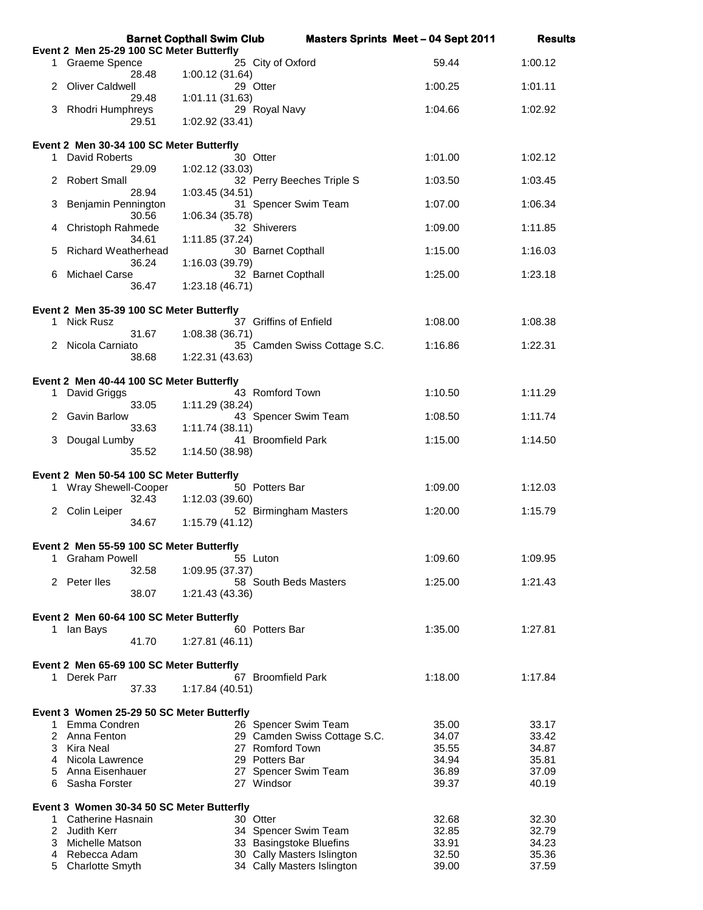**Barnet Copthall Swim Club — Masters Sprints Meet – 04 Sept 2011 — Results**

### Event 2 Men 25-29 100 SC Meter Butterfly

| Place | Name | Age | Club | Seed | Finals |
|---|---|---|---|---|---|
| 1 | Graeme Spence | 25 | City of Oxford | 59.44 | 1:00.12 |
| | 28.48 | 1:00.12 (31.64) | | | |
| 2 | Oliver Caldwell | 29 | Otter | 1:00.25 | 1:01.11 |
| | 29.48 | 1:01.11 (31.63) | | | |
| 3 | Rhodri Humphreys | 29 | Royal Navy | 1:04.66 | 1:02.92 |
| | 29.51 | 1:02.92 (33.41) | | | |

### Event 2 Men 30-34 100 SC Meter Butterfly

| Place | Name | Age | Club | Seed | Finals |
|---|---|---|---|---|---|
| 1 | David Roberts | 30 | Otter | 1:01.00 | 1:02.12 |
| | 29.09 | 1:02.12 (33.03) | | | |
| 2 | Robert Small | 32 | Perry Beeches Triple S | 1:03.50 | 1:03.45 |
| | 28.94 | 1:03.45 (34.51) | | | |
| 3 | Benjamin Pennington | 31 | Spencer Swim Team | 1:07.00 | 1:06.34 |
| | 30.56 | 1:06.34 (35.78) | | | |
| 4 | Christoph Rahmede | 32 | Shiverers | 1:09.00 | 1:11.85 |
| | 34.61 | 1:11.85 (37.24) | | | |
| 5 | Richard Weatherhead | 30 | Barnet Copthall | 1:15.00 | 1:16.03 |
| | 36.24 | 1:16.03 (39.79) | | | |
| 6 | Michael Carse | 32 | Barnet Copthall | 1:25.00 | 1:23.18 |
| | 36.47 | 1:23.18 (46.71) | | | |

### Event 2 Men 35-39 100 SC Meter Butterfly

| Place | Name | Age | Club | Seed | Finals |
|---|---|---|---|---|---|
| 1 | Nick Rusz | 37 | Griffins of Enfield | 1:08.00 | 1:08.38 |
| | 31.67 | 1:08.38 (36.71) | | | |
| 2 | Nicola Carniato | 35 | Camden Swiss Cottage S.C. | 1:16.86 | 1:22.31 |
| | 38.68 | 1:22.31 (43.63) | | | |

### Event 2 Men 40-44 100 SC Meter Butterfly

| Place | Name | Age | Club | Seed | Finals |
|---|---|---|---|---|---|
| 1 | David Griggs | 43 | Romford Town | 1:10.50 | 1:11.29 |
| | 33.05 | 1:11.29 (38.24) | | | |
| 2 | Gavin Barlow | 43 | Spencer Swim Team | 1:08.50 | 1:11.74 |
| | 33.63 | 1:11.74 (38.11) | | | |
| 3 | Dougal Lumby | 41 | Broomfield Park | 1:15.00 | 1:14.50 |
| | 35.52 | 1:14.50 (38.98) | | | |

### Event 2 Men 50-54 100 SC Meter Butterfly

| Place | Name | Age | Club | Seed | Finals |
|---|---|---|---|---|---|
| 1 | Wray Shewell-Cooper | 50 | Potters Bar | 1:09.00 | 1:12.03 |
| | 32.43 | 1:12.03 (39.60) | | | |
| 2 | Colin Leiper | 52 | Birmingham Masters | 1:20.00 | 1:15.79 |
| | 34.67 | 1:15.79 (41.12) | | | |

### Event 2 Men 55-59 100 SC Meter Butterfly

| Place | Name | Age | Club | Seed | Finals |
|---|---|---|---|---|---|
| 1 | Graham Powell | 55 | Luton | 1:09.60 | 1:09.95 |
| | 32.58 | 1:09.95 (37.37) | | | |
| 2 | Peter Iles | 58 | South Beds Masters | 1:25.00 | 1:21.43 |
| | 38.07 | 1:21.43 (43.36) | | | |

### Event 2 Men 60-64 100 SC Meter Butterfly

| Place | Name | Age | Club | Seed | Finals |
|---|---|---|---|---|---|
| 1 | Ian Bays | 60 | Potters Bar | 1:35.00 | 1:27.81 |
| | 41.70 | 1:27.81 (46.11) | | | |

### Event 2 Men 65-69 100 SC Meter Butterfly

| Place | Name | Age | Club | Seed | Finals |
|---|---|---|---|---|---|
| 1 | Derek Parr | 67 | Broomfield Park | 1:18.00 | 1:17.84 |
| | 37.33 | 1:17.84 (40.51) | | | |

### Event 3 Women 25-29 50 SC Meter Butterfly

| Place | Name | Age | Club | Seed | Finals |
|---|---|---|---|---|---|
| 1 | Emma Condren | 26 | Spencer Swim Team | 35.00 | 33.17 |
| 2 | Anna Fenton | 29 | Camden Swiss Cottage S.C. | 34.07 | 33.42 |
| 3 | Kira Neal | 27 | Romford Town | 35.55 | 34.87 |
| 4 | Nicola Lawrence | 29 | Potters Bar | 34.94 | 35.81 |
| 5 | Anna Eisenhauer | 27 | Spencer Swim Team | 36.89 | 37.09 |
| 6 | Sasha Forster | 27 | Windsor | 39.37 | 40.19 |

### Event 3 Women 30-34 50 SC Meter Butterfly

| Place | Name | Age | Club | Seed | Finals |
|---|---|---|---|---|---|
| 1 | Catherine Hasnain | 30 | Otter | 32.68 | 32.30 |
| 2 | Judith Kerr | 34 | Spencer Swim Team | 32.85 | 32.79 |
| 3 | Michelle Matson | 33 | Basingstoke Bluefins | 33.91 | 34.23 |
| 4 | Rebecca Adam | 30 | Cally Masters Islington | 32.50 | 35.36 |
| 5 | Charlotte Smyth | 34 | Cally Masters Islington | 39.00 | 37.59 |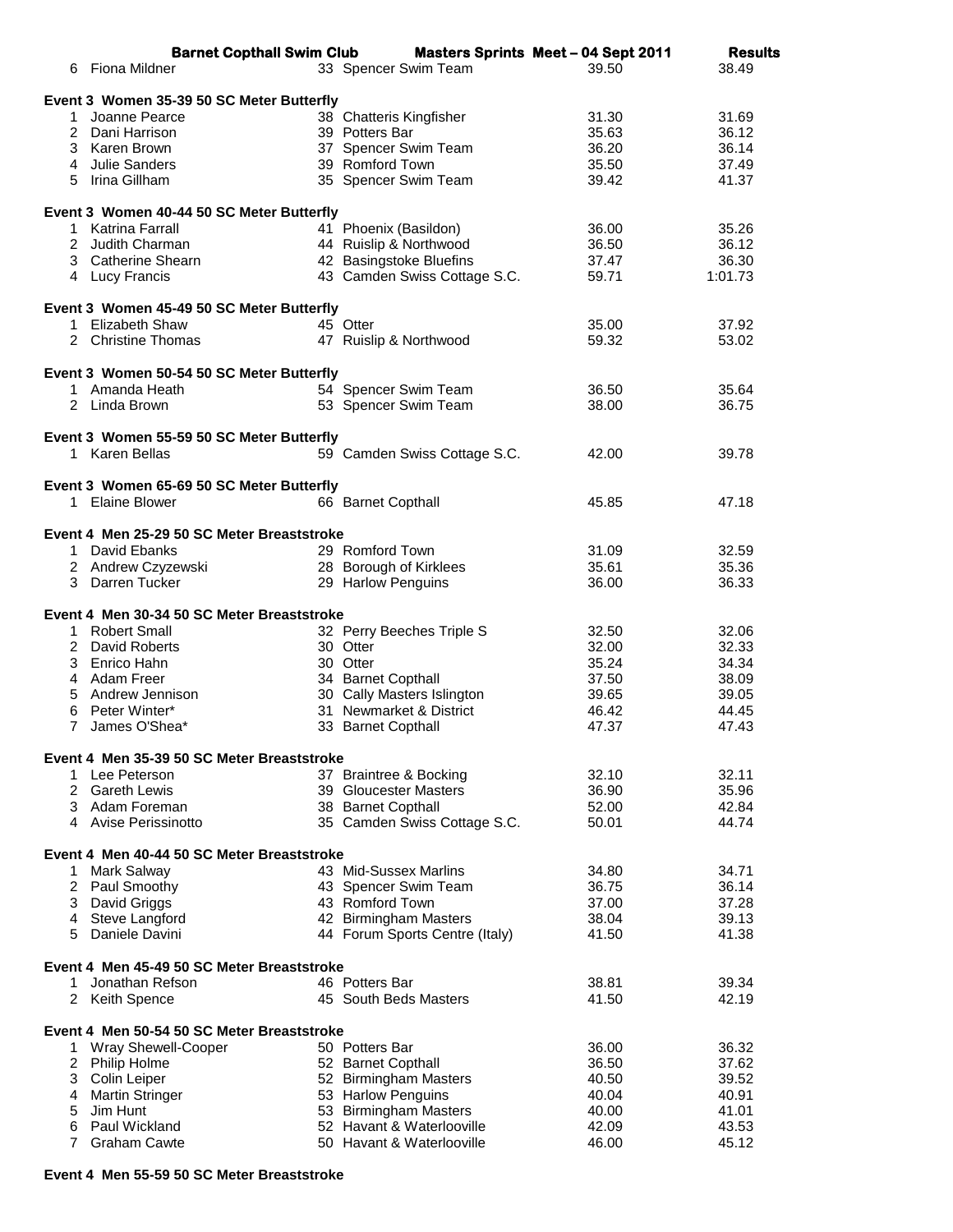| 6 | Fiona Mildner | 33 | Spencer Swim Team | 39.50 | 38.49 |
|---|---|---|---|---|---|

**Event 3 Women 35-39 50 SC Meter Butterfly**

| Place | Name | Age | Team | Seed Time | Finals Time |
|---|---|---|---|---|---|
| 1 | Joanne Pearce | 38 | Chatteris Kingfisher | 31.30 | 31.69 |
| 2 | Dani Harrison | 39 | Potters Bar | 35.63 | 36.12 |
| 3 | Karen Brown | 37 | Spencer Swim Team | 36.20 | 36.14 |
| 4 | Julie Sanders | 39 | Romford Town | 35.50 | 37.49 |
| 5 | Irina Gillham | 35 | Spencer Swim Team | 39.42 | 41.37 |

**Event 3 Women 40-44 50 SC Meter Butterfly**

| Place | Name | Age | Team | Seed Time | Finals Time |
|---|---|---|---|---|---|
| 1 | Katrina Farrall | 41 | Phoenix (Basildon) | 36.00 | 35.26 |
| 2 | Judith Charman | 44 | Ruislip & Northwood | 36.50 | 36.12 |
| 3 | Catherine Shearn | 42 | Basingstoke Bluefins | 37.47 | 36.30 |
| 4 | Lucy Francis | 43 | Camden Swiss Cottage S.C. | 59.71 | 1:01.73 |

**Event 3 Women 45-49 50 SC Meter Butterfly**

| Place | Name | Age | Team | Seed Time | Finals Time |
|---|---|---|---|---|---|
| 1 | Elizabeth Shaw | 45 | Otter | 35.00 | 37.92 |
| 2 | Christine Thomas | 47 | Ruislip & Northwood | 59.32 | 53.02 |

**Event 3 Women 50-54 50 SC Meter Butterfly**

| Place | Name | Age | Team | Seed Time | Finals Time |
|---|---|---|---|---|---|
| 1 | Amanda Heath | 54 | Spencer Swim Team | 36.50 | 35.64 |
| 2 | Linda Brown | 53 | Spencer Swim Team | 38.00 | 36.75 |

**Event 3 Women 55-59 50 SC Meter Butterfly**

| Place | Name | Age | Team | Seed Time | Finals Time |
|---|---|---|---|---|---|
| 1 | Karen Bellas | 59 | Camden Swiss Cottage S.C. | 42.00 | 39.78 |

**Event 3 Women 65-69 50 SC Meter Butterfly**

| Place | Name | Age | Team | Seed Time | Finals Time |
|---|---|---|---|---|---|
| 1 | Elaine Blower | 66 | Barnet Copthall | 45.85 | 47.18 |

**Event 4 Men 25-29 50 SC Meter Breaststroke**

| Place | Name | Age | Team | Seed Time | Finals Time |
|---|---|---|---|---|---|
| 1 | David Ebanks | 29 | Romford Town | 31.09 | 32.59 |
| 2 | Andrew Czyzewski | 28 | Borough of Kirklees | 35.61 | 35.36 |
| 3 | Darren Tucker | 29 | Harlow Penguins | 36.00 | 36.33 |

**Event 4 Men 30-34 50 SC Meter Breaststroke**

| Place | Name | Age | Team | Seed Time | Finals Time |
|---|---|---|---|---|---|
| 1 | Robert Small | 32 | Perry Beeches Triple S | 32.50 | 32.06 |
| 2 | David Roberts | 30 | Otter | 32.00 | 32.33 |
| 3 | Enrico Hahn | 30 | Otter | 35.24 | 34.34 |
| 4 | Adam Freer | 34 | Barnet Copthall | 37.50 | 38.09 |
| 5 | Andrew Jennison | 30 | Cally Masters Islington | 39.65 | 39.05 |
| 6 | Peter Winter* | 31 | Newmarket & District | 46.42 | 44.45 |
| 7 | James O'Shea* | 33 | Barnet Copthall | 47.37 | 47.43 |

**Event 4 Men 35-39 50 SC Meter Breaststroke**

| Place | Name | Age | Team | Seed Time | Finals Time |
|---|---|---|---|---|---|
| 1 | Lee Peterson | 37 | Braintree & Bocking | 32.10 | 32.11 |
| 2 | Gareth Lewis | 39 | Gloucester Masters | 36.90 | 35.96 |
| 3 | Adam Foreman | 38 | Barnet Copthall | 52.00 | 42.84 |
| 4 | Avise Perissinotto | 35 | Camden Swiss Cottage S.C. | 50.01 | 44.74 |

**Event 4 Men 40-44 50 SC Meter Breaststroke**

| Place | Name | Age | Team | Seed Time | Finals Time |
|---|---|---|---|---|---|
| 1 | Mark Salway | 43 | Mid-Sussex Marlins | 34.80 | 34.71 |
| 2 | Paul Smoothy | 43 | Spencer Swim Team | 36.75 | 36.14 |
| 3 | David Griggs | 43 | Romford Town | 37.00 | 37.28 |
| 4 | Steve Langford | 42 | Birmingham Masters | 38.04 | 39.13 |
| 5 | Daniele Davini | 44 | Forum Sports Centre (Italy) | 41.50 | 41.38 |

**Event 4 Men 45-49 50 SC Meter Breaststroke**

| Place | Name | Age | Team | Seed Time | Finals Time |
|---|---|---|---|---|---|
| 1 | Jonathan Refson | 46 | Potters Bar | 38.81 | 39.34 |
| 2 | Keith Spence | 45 | South Beds Masters | 41.50 | 42.19 |

**Event 4 Men 50-54 50 SC Meter Breaststroke**

| Place | Name | Age | Team | Seed Time | Finals Time |
|---|---|---|---|---|---|
| 1 | Wray Shewell-Cooper | 50 | Potters Bar | 36.00 | 36.32 |
| 2 | Philip Holme | 52 | Barnet Copthall | 36.50 | 37.62 |
| 3 | Colin Leiper | 52 | Birmingham Masters | 40.50 | 39.52 |
| 4 | Martin Stringer | 53 | Harlow Penguins | 40.04 | 40.91 |
| 5 | Jim Hunt | 53 | Birmingham Masters | 40.00 | 41.01 |
| 6 | Paul Wickland | 52 | Havant & Waterlooville | 42.09 | 43.53 |
| 7 | Graham Cawte | 50 | Havant & Waterlooville | 46.00 | 45.12 |

**Event 4 Men 55-59 50 SC Meter Breaststroke**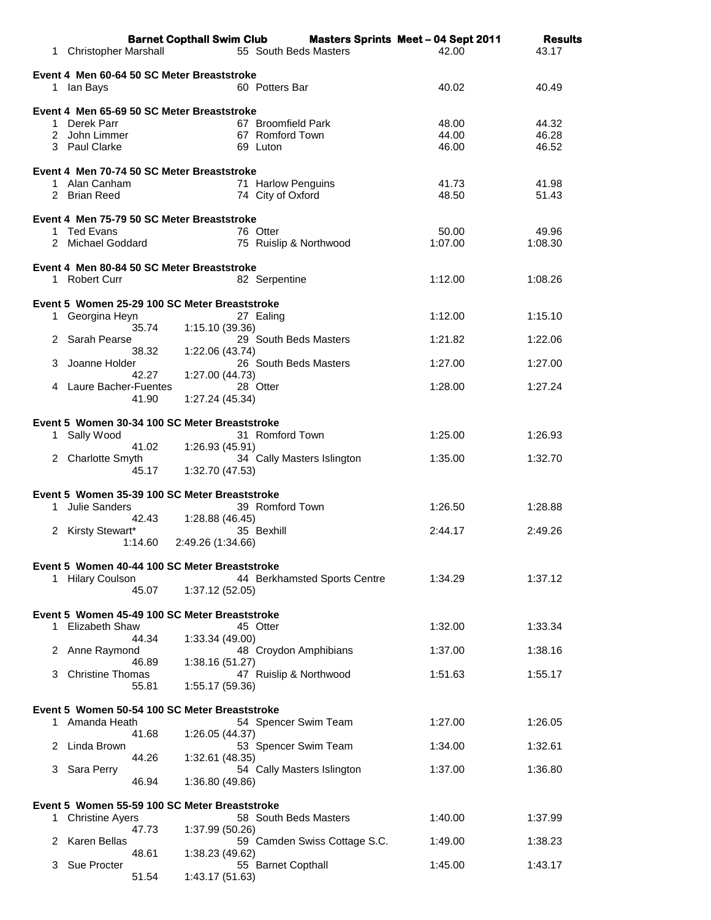| | Name | Age | Club | Seed Time | Finals Time |
|---|---|---|---|---|---|
| 1 | Christopher Marshall | 55 | South Beds Masters | 42.00 | 43.17 |

### Event 4 Men 60-64 50 SC Meter Breaststroke

| | Name | Age | Club | Seed Time | Finals Time |
|---|---|---|---|---|---|
| 1 | Ian Bays | 60 | Potters Bar | 40.02 | 40.49 |

### Event 4 Men 65-69 50 SC Meter Breaststroke

| | Name | Age | Club | Seed Time | Finals Time |
|---|---|---|---|---|---|
| 1 | Derek Parr | 67 | Broomfield Park | 48.00 | 44.32 |
| 2 | John Limmer | 67 | Romford Town | 44.00 | 46.28 |
| 3 | Paul Clarke | 69 | Luton | 46.00 | 46.52 |

### Event 4 Men 70-74 50 SC Meter Breaststroke

| | Name | Age | Club | Seed Time | Finals Time |
|---|---|---|---|---|---|
| 1 | Alan Canham | 71 | Harlow Penguins | 41.73 | 41.98 |
| 2 | Brian Reed | 74 | City of Oxford | 48.50 | 51.43 |

### Event 4 Men 75-79 50 SC Meter Breaststroke

| | Name | Age | Club | Seed Time | Finals Time |
|---|---|---|---|---|---|
| 1 | Ted Evans | 76 | Otter | 50.00 | 49.96 |
| 2 | Michael Goddard | 75 | Ruislip & Northwood | 1:07.00 | 1:08.30 |

### Event 4 Men 80-84 50 SC Meter Breaststroke

| | Name | Age | Club | Seed Time | Finals Time |
|---|---|---|---|---|---|
| 1 | Robert Curr | 82 | Serpentine | 1:12.00 | 1:08.26 |

### Event 5 Women 25-29 100 SC Meter Breaststroke

| | Name | Age | Club | Seed Time | Finals Time |
|---|---|---|---|---|---|
| 1 | Georgina Heyn | 27 | Ealing | 1:12.00 | 1:15.10 |
| | 35.74 | 1:15.10 (39.36) | | | |
| 2 | Sarah Pearse | 29 | South Beds Masters | 1:21.82 | 1:22.06 |
| | 38.32 | 1:22.06 (43.74) | | | |
| 3 | Joanne Holder | 26 | South Beds Masters | 1:27.00 | 1:27.00 |
| | 42.27 | 1:27.00 (44.73) | | | |
| 4 | Laure Bacher-Fuentes | 28 | Otter | 1:28.00 | 1:27.24 |
| | 41.90 | 1:27.24 (45.34) | | | |

### Event 5 Women 30-34 100 SC Meter Breaststroke

| | Name | Age | Club | Seed Time | Finals Time |
|---|---|---|---|---|---|
| 1 | Sally Wood | 31 | Romford Town | 1:25.00 | 1:26.93 |
| | 41.02 | 1:26.93 (45.91) | | | |
| 2 | Charlotte Smyth | 34 | Cally Masters Islington | 1:35.00 | 1:32.70 |
| | 45.17 | 1:32.70 (47.53) | | | |

### Event 5 Women 35-39 100 SC Meter Breaststroke

| | Name | Age | Club | Seed Time | Finals Time |
|---|---|---|---|---|---|
| 1 | Julie Sanders | 39 | Romford Town | 1:26.50 | 1:28.88 |
| | 42.43 | 1:28.88 (46.45) | | | |
| 2 | Kirsty Stewart* | 35 | Bexhill | 2:44.17 | 2:49.26 |
| | 1:14.60 | 2:49.26 (1:34.66) | | | |

### Event 5 Women 40-44 100 SC Meter Breaststroke

| | Name | Age | Club | Seed Time | Finals Time |
|---|---|---|---|---|---|
| 1 | Hilary Coulson | 44 | Berkhamsted Sports Centre | 1:34.29 | 1:37.12 |
| | 45.07 | 1:37.12 (52.05) | | | |

### Event 5 Women 45-49 100 SC Meter Breaststroke

| | Name | Age | Club | Seed Time | Finals Time |
|---|---|---|---|---|---|
| 1 | Elizabeth Shaw | 45 | Otter | 1:32.00 | 1:33.34 |
| | 44.34 | 1:33.34 (49.00) | | | |
| 2 | Anne Raymond | 48 | Croydon Amphibians | 1:37.00 | 1:38.16 |
| | 46.89 | 1:38.16 (51.27) | | | |
| 3 | Christine Thomas | 47 | Ruislip & Northwood | 1:51.63 | 1:55.17 |
| | 55.81 | 1:55.17 (59.36) | | | |

### Event 5 Women 50-54 100 SC Meter Breaststroke

| | Name | Age | Club | Seed Time | Finals Time |
|---|---|---|---|---|---|
| 1 | Amanda Heath | 54 | Spencer Swim Team | 1:27.00 | 1:26.05 |
| | 41.68 | 1:26.05 (44.37) | | | |
| 2 | Linda Brown | 53 | Spencer Swim Team | 1:34.00 | 1:32.61 |
| | 44.26 | 1:32.61 (48.35) | | | |
| 3 | Sara Perry | 54 | Cally Masters Islington | 1:37.00 | 1:36.80 |
| | 46.94 | 1:36.80 (49.86) | | | |

### Event 5 Women 55-59 100 SC Meter Breaststroke

| | Name | Age | Club | Seed Time | Finals Time |
|---|---|---|---|---|---|
| 1 | Christine Ayers | 58 | South Beds Masters | 1:40.00 | 1:37.99 |
| | 47.73 | 1:37.99 (50.26) | | | |
| 2 | Karen Bellas | 59 | Camden Swiss Cottage S.C. | 1:49.00 | 1:38.23 |
| | 48.61 | 1:38.23 (49.62) | | | |
| 3 | Sue Procter | 55 | Barnet Copthall | 1:45.00 | 1:43.17 |
| | 51.54 | 1:43.17 (51.63) | | | |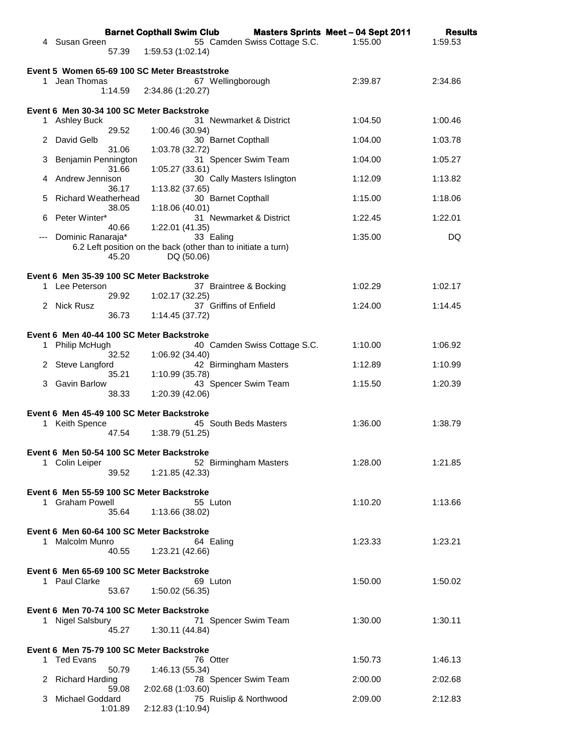| | | | | | |
|---|---|---|---|---|---|
| 4 | Susan Green | 55 | Camden Swiss Cottage S.C. | 1:55.00 | 1:59.53 |
| | 57.39 | 1:59.53 (1:02.14) | | | |

### Event 5 Women 65-69 100 SC Meter Breaststroke

| | | | | | |
|---|---|---|---|---|---|
| 1 | Jean Thomas | 67 | Wellingborough | 2:39.87 | 2:34.86 |
| | 1:14.59 | 2:34.86 (1:20.27) | | | |

### Event 6 Men 30-34 100 SC Meter Backstroke

| | | | | | |
|---|---|---|---|---|---|
| 1 | Ashley Buck | 31 | Newmarket & District | 1:04.50 | 1:00.46 |
| | 29.52 | 1:00.46 (30.94) | | | |
| 2 | David Gelb | 30 | Barnet Copthall | 1:04.00 | 1:03.78 |
| | 31.06 | 1:03.78 (32.72) | | | |
| 3 | Benjamin Pennington | 31 | Spencer Swim Team | 1:04.00 | 1:05.27 |
| | 31.66 | 1:05.27 (33.61) | | | |
| 4 | Andrew Jennison | 30 | Cally Masters Islington | 1:12.09 | 1:13.82 |
| | 36.17 | 1:13.82 (37.65) | | | |
| 5 | Richard Weatherhead | 30 | Barnet Copthall | 1:15.00 | 1:18.06 |
| | 38.05 | 1:18.06 (40.01) | | | |
| 6 | Peter Winter* | 31 | Newmarket & District | 1:22.45 | 1:22.01 |
| | 40.66 | 1:22.01 (41.35) | | | |
| --- | Dominic Ranaraja* | 33 | Ealing | 1:35.00 | DQ |
| | 6.2 Left position on the back (other than to initiate a turn) | | | | |
| | 45.20 | DQ (50.06) | | | |

### Event 6 Men 35-39 100 SC Meter Backstroke

| | | | | | |
|---|---|---|---|---|---|
| 1 | Lee Peterson | 37 | Braintree & Bocking | 1:02.29 | 1:02.17 |
| | 29.92 | 1:02.17 (32.25) | | | |
| 2 | Nick Rusz | 37 | Griffins of Enfield | 1:24.00 | 1:14.45 |
| | 36.73 | 1:14.45 (37.72) | | | |

### Event 6 Men 40-44 100 SC Meter Backstroke

| | | | | | |
|---|---|---|---|---|---|
| 1 | Philip McHugh | 40 | Camden Swiss Cottage S.C. | 1:10.00 | 1:06.92 |
| | 32.52 | 1:06.92 (34.40) | | | |
| 2 | Steve Langford | 42 | Birmingham Masters | 1:12.89 | 1:10.99 |
| | 35.21 | 1:10.99 (35.78) | | | |
| 3 | Gavin Barlow | 43 | Spencer Swim Team | 1:15.50 | 1:20.39 |
| | 38.33 | 1:20.39 (42.06) | | | |

### Event 6 Men 45-49 100 SC Meter Backstroke

| | | | | | |
|---|---|---|---|---|---|
| 1 | Keith Spence | 45 | South Beds Masters | 1:36.00 | 1:38.79 |
| | 47.54 | 1:38.79 (51.25) | | | |

### Event 6 Men 50-54 100 SC Meter Backstroke

| | | | | | |
|---|---|---|---|---|---|
| 1 | Colin Leiper | 52 | Birmingham Masters | 1:28.00 | 1:21.85 |
| | 39.52 | 1:21.85 (42.33) | | | |

### Event 6 Men 55-59 100 SC Meter Backstroke

| | | | | | |
|---|---|---|---|---|---|
| 1 | Graham Powell | 55 | Luton | 1:10.20 | 1:13.66 |
| | 35.64 | 1:13.66 (38.02) | | | |

### Event 6 Men 60-64 100 SC Meter Backstroke

| | | | | | |
|---|---|---|---|---|---|
| 1 | Malcolm Munro | 64 | Ealing | 1:23.33 | 1:23.21 |
| | 40.55 | 1:23.21 (42.66) | | | |

### Event 6 Men 65-69 100 SC Meter Backstroke

| | | | | | |
|---|---|---|---|---|---|
| 1 | Paul Clarke | 69 | Luton | 1:50.00 | 1:50.02 |
| | 53.67 | 1:50.02 (56.35) | | | |

### Event 6 Men 70-74 100 SC Meter Backstroke

| | | | | | |
|---|---|---|---|---|---|
| 1 | Nigel Salsbury | 71 | Spencer Swim Team | 1:30.00 | 1:30.11 |
| | 45.27 | 1:30.11 (44.84) | | | |

### Event 6 Men 75-79 100 SC Meter Backstroke

| | | | | | |
|---|---|---|---|---|---|
| 1 | Ted Evans | 76 | Otter | 1:50.73 | 1:46.13 |
| | 50.79 | 1:46.13 (55.34) | | | |
| 2 | Richard Harding | 78 | Spencer Swim Team | 2:00.00 | 2:02.68 |
| | 59.08 | 2:02.68 (1:03.60) | | | |
| 3 | Michael Goddard | 75 | Ruislip & Northwood | 2:09.00 | 2:12.83 |
| | 1:01.89 | 2:12.83 (1:10.94) | | | |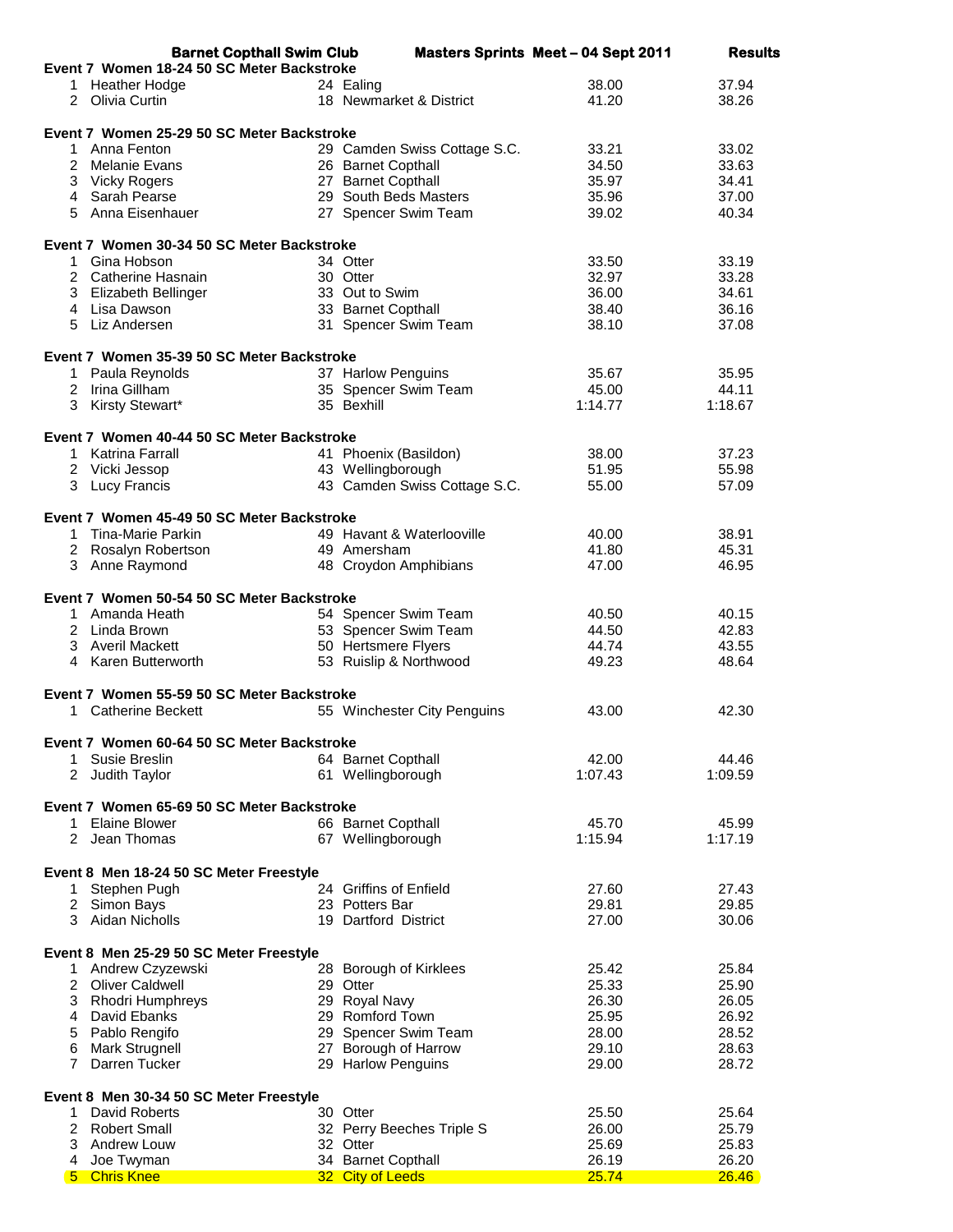**Barnet Copthall Swim Club — Masters Sprints Meet – 04 Sept 2011 — Results**

### Event 7 Women 18-24 50 SC Meter Backstroke

| | Name | Age | Club | Seed | Result |
|---|---|---|---|---|---|
| 1 | Heather Hodge | 24 | Ealing | 38.00 | 37.94 |
| 2 | Olivia Curtin | 18 | Newmarket & District | 41.20 | 38.26 |

### Event 7 Women 25-29 50 SC Meter Backstroke

| | Name | Age | Club | Seed | Result |
|---|---|---|---|---|---|
| 1 | Anna Fenton | 29 | Camden Swiss Cottage S.C. | 33.21 | 33.02 |
| 2 | Melanie Evans | 26 | Barnet Copthall | 34.50 | 33.63 |
| 3 | Vicky Rogers | 27 | Barnet Copthall | 35.97 | 34.41 |
| 4 | Sarah Pearse | 29 | South Beds Masters | 35.96 | 37.00 |
| 5 | Anna Eisenhauer | 27 | Spencer Swim Team | 39.02 | 40.34 |

### Event 7 Women 30-34 50 SC Meter Backstroke

| | Name | Age | Club | Seed | Result |
|---|---|---|---|---|---|
| 1 | Gina Hobson | 34 | Otter | 33.50 | 33.19 |
| 2 | Catherine Hasnain | 30 | Otter | 32.97 | 33.28 |
| 3 | Elizabeth Bellinger | 33 | Out to Swim | 36.00 | 34.61 |
| 4 | Lisa Dawson | 33 | Barnet Copthall | 38.40 | 36.16 |
| 5 | Liz Andersen | 31 | Spencer Swim Team | 38.10 | 37.08 |

### Event 7 Women 35-39 50 SC Meter Backstroke

| | Name | Age | Club | Seed | Result |
|---|---|---|---|---|---|
| 1 | Paula Reynolds | 37 | Harlow Penguins | 35.67 | 35.95 |
| 2 | Irina Gillham | 35 | Spencer Swim Team | 45.00 | 44.11 |
| 3 | Kirsty Stewart* | 35 | Bexhill | 1:14.77 | 1:18.67 |

### Event 7 Women 40-44 50 SC Meter Backstroke

| | Name | Age | Club | Seed | Result |
|---|---|---|---|---|---|
| 1 | Katrina Farrall | 41 | Phoenix (Basildon) | 38.00 | 37.23 |
| 2 | Vicki Jessop | 43 | Wellingborough | 51.95 | 55.98 |
| 3 | Lucy Francis | 43 | Camden Swiss Cottage S.C. | 55.00 | 57.09 |

### Event 7 Women 45-49 50 SC Meter Backstroke

| | Name | Age | Club | Seed | Result |
|---|---|---|---|---|---|
| 1 | Tina-Marie Parkin | 49 | Havant & Waterlooville | 40.00 | 38.91 |
| 2 | Rosalyn Robertson | 49 | Amersham | 41.80 | 45.31 |
| 3 | Anne Raymond | 48 | Croydon Amphibians | 47.00 | 46.95 |

### Event 7 Women 50-54 50 SC Meter Backstroke

| | Name | Age | Club | Seed | Result |
|---|---|---|---|---|---|
| 1 | Amanda Heath | 54 | Spencer Swim Team | 40.50 | 40.15 |
| 2 | Linda Brown | 53 | Spencer Swim Team | 44.50 | 42.83 |
| 3 | Averil Mackett | 50 | Hertsmere Flyers | 44.74 | 43.55 |
| 4 | Karen Butterworth | 53 | Ruislip & Northwood | 49.23 | 48.64 |

### Event 7 Women 55-59 50 SC Meter Backstroke

| | Name | Age | Club | Seed | Result |
|---|---|---|---|---|---|
| 1 | Catherine Beckett | 55 | Winchester City Penguins | 43.00 | 42.30 |

### Event 7 Women 60-64 50 SC Meter Backstroke

| | Name | Age | Club | Seed | Result |
|---|---|---|---|---|---|
| 1 | Susie Breslin | 64 | Barnet Copthall | 42.00 | 44.46 |
| 2 | Judith Taylor | 61 | Wellingborough | 1:07.43 | 1:09.59 |

### Event 7 Women 65-69 50 SC Meter Backstroke

| | Name | Age | Club | Seed | Result |
|---|---|---|---|---|---|
| 1 | Elaine Blower | 66 | Barnet Copthall | 45.70 | 45.99 |
| 2 | Jean Thomas | 67 | Wellingborough | 1:15.94 | 1:17.19 |

### Event 8 Men 18-24 50 SC Meter Freestyle

| | Name | Age | Club | Seed | Result |
|---|---|---|---|---|---|
| 1 | Stephen Pugh | 24 | Griffins of Enfield | 27.60 | 27.43 |
| 2 | Simon Bays | 23 | Potters Bar | 29.81 | 29.85 |
| 3 | Aidan Nicholls | 19 | Dartford District | 27.00 | 30.06 |

### Event 8 Men 25-29 50 SC Meter Freestyle

| | Name | Age | Club | Seed | Result |
|---|---|---|---|---|---|
| 1 | Andrew Czyzewski | 28 | Borough of Kirklees | 25.42 | 25.84 |
| 2 | Oliver Caldwell | 29 | Otter | 25.33 | 25.90 |
| 3 | Rhodri Humphreys | 29 | Royal Navy | 26.30 | 26.05 |
| 4 | David Ebanks | 29 | Romford Town | 25.95 | 26.92 |
| 5 | Pablo Rengifo | 29 | Spencer Swim Team | 28.00 | 28.52 |
| 6 | Mark Strugnell | 27 | Borough of Harrow | 29.10 | 28.63 |
| 7 | Darren Tucker | 29 | Harlow Penguins | 29.00 | 28.72 |

### Event 8 Men 30-34 50 SC Meter Freestyle

| | Name | Age | Club | Seed | Result |
|---|---|---|---|---|---|
| 1 | David Roberts | 30 | Otter | 25.50 | 25.64 |
| 2 | Robert Small | 32 | Perry Beeches Triple S | 26.00 | 25.79 |
| 3 | Andrew Louw | 32 | Otter | 25.69 | 25.83 |
| 4 | Joe Twyman | 34 | Barnet Copthall | 26.19 | 26.20 |
| 5 | Chris Knee | 32 | City of Leeds | 25.74 | 26.46 |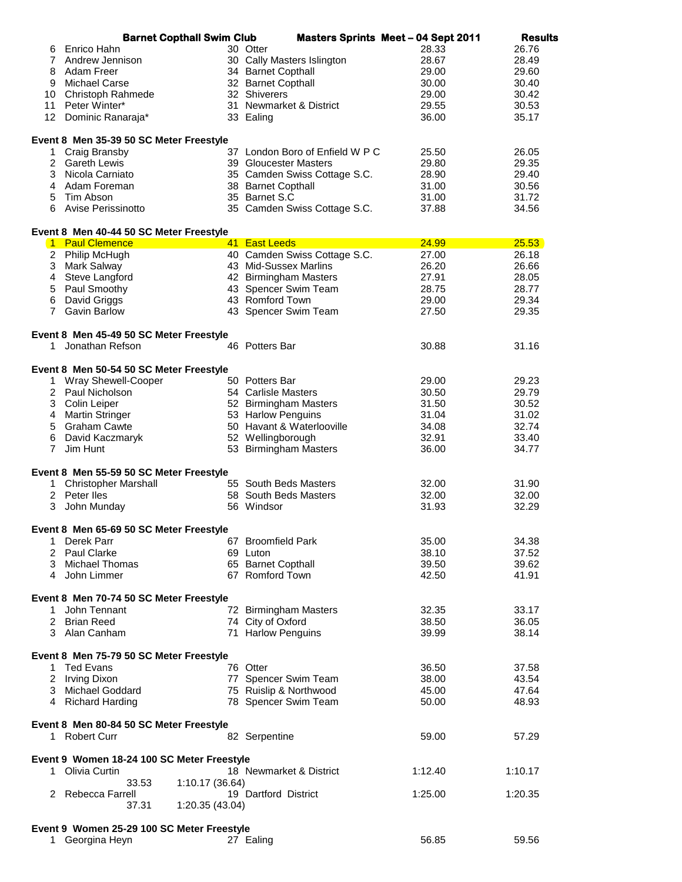**Barnet Copthall Swim Club — Masters Sprints Meet – 04 Sept 2011 — Results**

| | Name | Age | Club | Seed | Result |
|---|---|---|---|---|---|
| 6 | Enrico Hahn | 30 | Otter | 28.33 | 26.76 |
| 7 | Andrew Jennison | 30 | Cally Masters Islington | 28.67 | 28.49 |
| 8 | Adam Freer | 34 | Barnet Copthall | 29.00 | 29.60 |
| 9 | Michael Carse | 32 | Barnet Copthall | 30.00 | 30.40 |
| 10 | Christoph Rahmede | 32 | Shiverers | 29.00 | 30.42 |
| 11 | Peter Winter* | 31 | Newmarket & District | 29.55 | 30.53 |
| 12 | Dominic Ranaraja* | 33 | Ealing | 36.00 | 35.17 |

**Event 8 Men 35-39 50 SC Meter Freestyle**

| | Name | Age | Club | Seed | Result |
|---|---|---|---|---|---|
| 1 | Craig Bransby | 37 | London Boro of Enfield W P C | 25.50 | 26.05 |
| 2 | Gareth Lewis | 39 | Gloucester Masters | 29.80 | 29.35 |
| 3 | Nicola Carniato | 35 | Camden Swiss Cottage S.C. | 28.90 | 29.40 |
| 4 | Adam Foreman | 38 | Barnet Copthall | 31.00 | 30.56 |
| 5 | Tim Abson | 35 | Barnet S.C | 31.00 | 31.72 |
| 6 | Avise Perissinotto | 35 | Camden Swiss Cottage S.C. | 37.88 | 34.56 |

**Event 8 Men 40-44 50 SC Meter Freestyle**

| | Name | Age | Club | Seed | Result |
|---|---|---|---|---|---|
| 1 | Paul Clemence | 41 | East Leeds | 24.99 | 25.53 |
| 2 | Philip McHugh | 40 | Camden Swiss Cottage S.C. | 27.00 | 26.18 |
| 3 | Mark Salway | 43 | Mid-Sussex Marlins | 26.20 | 26.66 |
| 4 | Steve Langford | 42 | Birmingham Masters | 27.91 | 28.05 |
| 5 | Paul Smoothy | 43 | Spencer Swim Team | 28.75 | 28.77 |
| 6 | David Griggs | 43 | Romford Town | 29.00 | 29.34 |
| 7 | Gavin Barlow | 43 | Spencer Swim Team | 27.50 | 29.35 |

**Event 8 Men 45-49 50 SC Meter Freestyle**

| | Name | Age | Club | Seed | Result |
|---|---|---|---|---|---|
| 1 | Jonathan Refson | 46 | Potters Bar | 30.88 | 31.16 |

**Event 8 Men 50-54 50 SC Meter Freestyle**

| | Name | Age | Club | Seed | Result |
|---|---|---|---|---|---|
| 1 | Wray Shewell-Cooper | 50 | Potters Bar | 29.00 | 29.23 |
| 2 | Paul Nicholson | 54 | Carlisle Masters | 30.50 | 29.79 |
| 3 | Colin Leiper | 52 | Birmingham Masters | 31.50 | 30.52 |
| 4 | Martin Stringer | 53 | Harlow Penguins | 31.04 | 31.02 |
| 5 | Graham Cawte | 50 | Havant & Waterlooville | 34.08 | 32.74 |
| 6 | David Kaczmaryk | 52 | Wellingborough | 32.91 | 33.40 |
| 7 | Jim Hunt | 53 | Birmingham Masters | 36.00 | 34.77 |

**Event 8 Men 55-59 50 SC Meter Freestyle**

| | Name | Age | Club | Seed | Result |
|---|---|---|---|---|---|
| 1 | Christopher Marshall | 55 | South Beds Masters | 32.00 | 31.90 |
| 2 | Peter Iles | 58 | South Beds Masters | 32.00 | 32.00 |
| 3 | John Munday | 56 | Windsor | 31.93 | 32.29 |

**Event 8 Men 65-69 50 SC Meter Freestyle**

| | Name | Age | Club | Seed | Result |
|---|---|---|---|---|---|
| 1 | Derek Parr | 67 | Broomfield Park | 35.00 | 34.38 |
| 2 | Paul Clarke | 69 | Luton | 38.10 | 37.52 |
| 3 | Michael Thomas | 65 | Barnet Copthall | 39.50 | 39.62 |
| 4 | John Limmer | 67 | Romford Town | 42.50 | 41.91 |

**Event 8 Men 70-74 50 SC Meter Freestyle**

| | Name | Age | Club | Seed | Result |
|---|---|---|---|---|---|
| 1 | John Tennant | 72 | Birmingham Masters | 32.35 | 33.17 |
| 2 | Brian Reed | 74 | City of Oxford | 38.50 | 36.05 |
| 3 | Alan Canham | 71 | Harlow Penguins | 39.99 | 38.14 |

**Event 8 Men 75-79 50 SC Meter Freestyle**

| | Name | Age | Club | Seed | Result |
|---|---|---|---|---|---|
| 1 | Ted Evans | 76 | Otter | 36.50 | 37.58 |
| 2 | Irving Dixon | 77 | Spencer Swim Team | 38.00 | 43.54 |
| 3 | Michael Goddard | 75 | Ruislip & Northwood | 45.00 | 47.64 |
| 4 | Richard Harding | 78 | Spencer Swim Team | 50.00 | 48.93 |

**Event 8 Men 80-84 50 SC Meter Freestyle**

| | Name | Age | Club | Seed | Result |
|---|---|---|---|---|---|
| 1 | Robert Curr | 82 | Serpentine | 59.00 | 57.29 |

**Event 9 Women 18-24 100 SC Meter Freestyle**

| | Name | Age | Club | Seed | Result |
|---|---|---|---|---|---|
| 1 | Olivia Curtin | 18 | Newmarket & District | 1:12.40 | 1:10.17 |
| | 33.53 | | 1:10.17 (36.64) | | |
| 2 | Rebecca Farrell | 19 | Dartford District | 1:25.00 | 1:20.35 |
| | 37.31 | | 1:20.35 (43.04) | | |

**Event 9 Women 25-29 100 SC Meter Freestyle**

| | Name | Age | Club | Seed | Result |
|---|---|---|---|---|---|
| 1 | Georgina Heyn | 27 | Ealing | 56.85 | 59.56 |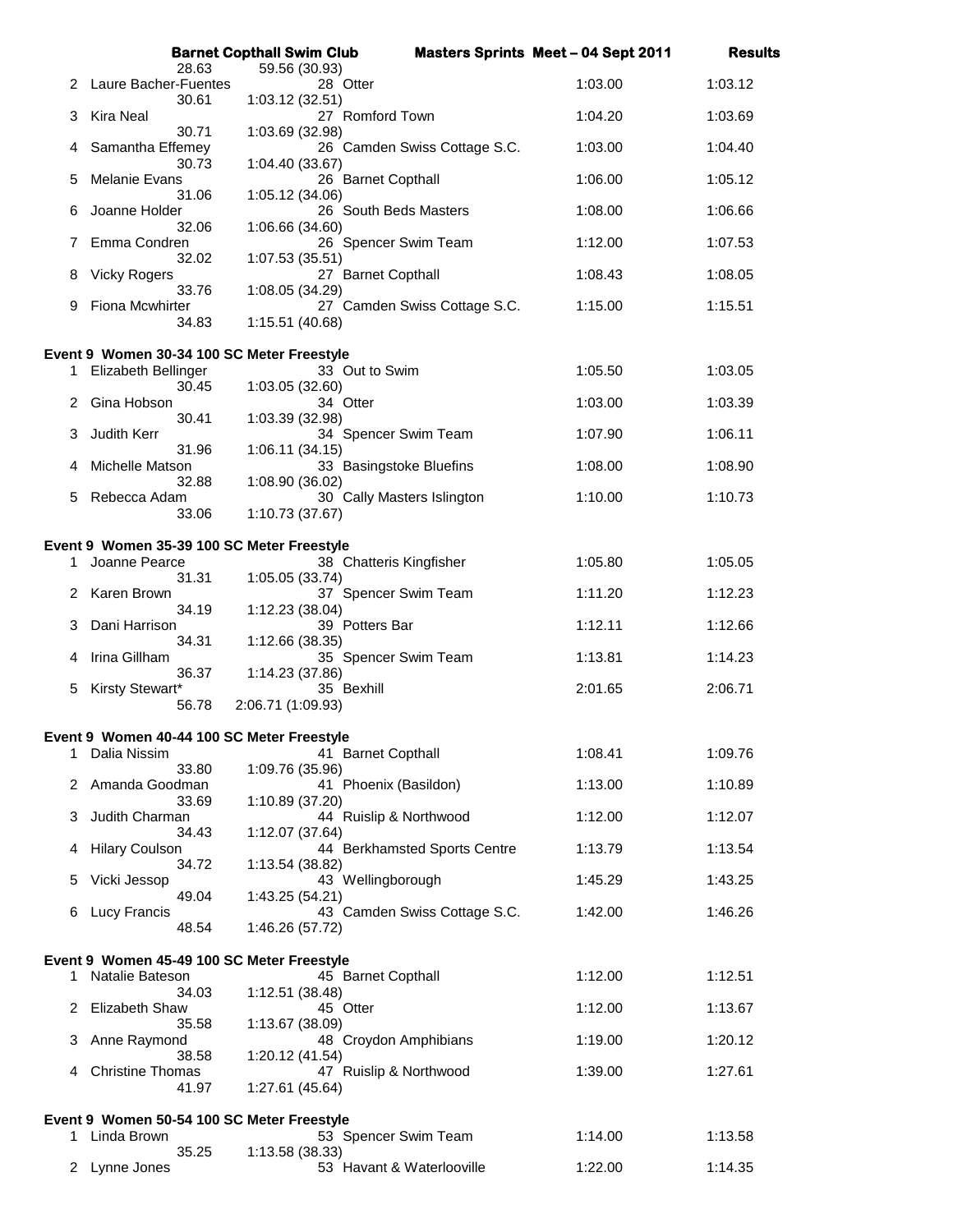| | Name | Age | Club | Seed Time | Finals Time |
|---|---|---|---|---|---|
| | 28.63 | 59.56 (30.93) | | | |
| 2 | Laure Bacher-Fuentes | 28 | Otter | 1:03.00 | 1:03.12 |
| | 30.61 | 1:03.12 (32.51) | | | |
| 3 | Kira Neal | 27 | Romford Town | 1:04.20 | 1:03.69 |
| | 30.71 | 1:03.69 (32.98) | | | |
| 4 | Samantha Effemey | 26 | Camden Swiss Cottage S.C. | 1:03.00 | 1:04.40 |
| | 30.73 | 1:04.40 (33.67) | | | |
| 5 | Melanie Evans | 26 | Barnet Copthall | 1:06.00 | 1:05.12 |
| | 31.06 | 1:05.12 (34.06) | | | |
| 6 | Joanne Holder | 26 | South Beds Masters | 1:08.00 | 1:06.66 |
| | 32.06 | 1:06.66 (34.60) | | | |
| 7 | Emma Condren | 26 | Spencer Swim Team | 1:12.00 | 1:07.53 |
| | 32.02 | 1:07.53 (35.51) | | | |
| 8 | Vicky Rogers | 27 | Barnet Copthall | 1:08.43 | 1:08.05 |
| | 33.76 | 1:08.05 (34.29) | | | |
| 9 | Fiona Mcwhirter | 27 | Camden Swiss Cottage S.C. | 1:15.00 | 1:15.51 |
| | 34.83 | 1:15.51 (40.68) | | | |

**Event 9 Women 30-34 100 SC Meter Freestyle**

| | Name | Age | Club | Seed Time | Finals Time |
|---|---|---|---|---|---|
| 1 | Elizabeth Bellinger | 33 | Out to Swim | 1:05.50 | 1:03.05 |
| | 30.45 | 1:03.05 (32.60) | | | |
| 2 | Gina Hobson | 34 | Otter | 1:03.00 | 1:03.39 |
| | 30.41 | 1:03.39 (32.98) | | | |
| 3 | Judith Kerr | 34 | Spencer Swim Team | 1:07.90 | 1:06.11 |
| | 31.96 | 1:06.11 (34.15) | | | |
| 4 | Michelle Matson | 33 | Basingstoke Bluefins | 1:08.00 | 1:08.90 |
| | 32.88 | 1:08.90 (36.02) | | | |
| 5 | Rebecca Adam | 30 | Cally Masters Islington | 1:10.00 | 1:10.73 |
| | 33.06 | 1:10.73 (37.67) | | | |

**Event 9 Women 35-39 100 SC Meter Freestyle**

| | Name | Age | Club | Seed Time | Finals Time |
|---|---|---|---|---|---|
| 1 | Joanne Pearce | 38 | Chatteris Kingfisher | 1:05.80 | 1:05.05 |
| | 31.31 | 1:05.05 (33.74) | | | |
| 2 | Karen Brown | 37 | Spencer Swim Team | 1:11.20 | 1:12.23 |
| | 34.19 | 1:12.23 (38.04) | | | |
| 3 | Dani Harrison | 39 | Potters Bar | 1:12.11 | 1:12.66 |
| | 34.31 | 1:12.66 (38.35) | | | |
| 4 | Irina Gillham | 35 | Spencer Swim Team | 1:13.81 | 1:14.23 |
| | 36.37 | 1:14.23 (37.86) | | | |
| 5 | Kirsty Stewart* | 35 | Bexhill | 2:01.65 | 2:06.71 |
| | 56.78 | 2:06.71 (1:09.93) | | | |

**Event 9 Women 40-44 100 SC Meter Freestyle**

| | Name | Age | Club | Seed Time | Finals Time |
|---|---|---|---|---|---|
| 1 | Dalia Nissim | 41 | Barnet Copthall | 1:08.41 | 1:09.76 |
| | 33.80 | 1:09.76 (35.96) | | | |
| 2 | Amanda Goodman | 41 | Phoenix (Basildon) | 1:13.00 | 1:10.89 |
| | 33.69 | 1:10.89 (37.20) | | | |
| 3 | Judith Charman | 44 | Ruislip & Northwood | 1:12.00 | 1:12.07 |
| | 34.43 | 1:12.07 (37.64) | | | |
| 4 | Hilary Coulson | 44 | Berkhamsted Sports Centre | 1:13.79 | 1:13.54 |
| | 34.72 | 1:13.54 (38.82) | | | |
| 5 | Vicki Jessop | 43 | Wellingborough | 1:45.29 | 1:43.25 |
| | 49.04 | 1:43.25 (54.21) | | | |
| 6 | Lucy Francis | 43 | Camden Swiss Cottage S.C. | 1:42.00 | 1:46.26 |
| | 48.54 | 1:46.26 (57.72) | | | |

**Event 9 Women 45-49 100 SC Meter Freestyle**

| | Name | Age | Club | Seed Time | Finals Time |
|---|---|---|---|---|---|
| 1 | Natalie Bateson | 45 | Barnet Copthall | 1:12.00 | 1:12.51 |
| | 34.03 | 1:12.51 (38.48) | | | |
| 2 | Elizabeth Shaw | 45 | Otter | 1:12.00 | 1:13.67 |
| | 35.58 | 1:13.67 (38.09) | | | |
| 3 | Anne Raymond | 48 | Croydon Amphibians | 1:19.00 | 1:20.12 |
| | 38.58 | 1:20.12 (41.54) | | | |
| 4 | Christine Thomas | 47 | Ruislip & Northwood | 1:39.00 | 1:27.61 |
| | 41.97 | 1:27.61 (45.64) | | | |

**Event 9 Women 50-54 100 SC Meter Freestyle**

| | Name | Age | Club | Seed Time | Finals Time |
|---|---|---|---|---|---|
| 1 | Linda Brown | 53 | Spencer Swim Team | 1:14.00 | 1:13.58 |
| | 35.25 | 1:13.58 (38.33) | | | |
| 2 | Lynne Jones | 53 | Havant & Waterlooville | 1:22.00 | 1:14.35 |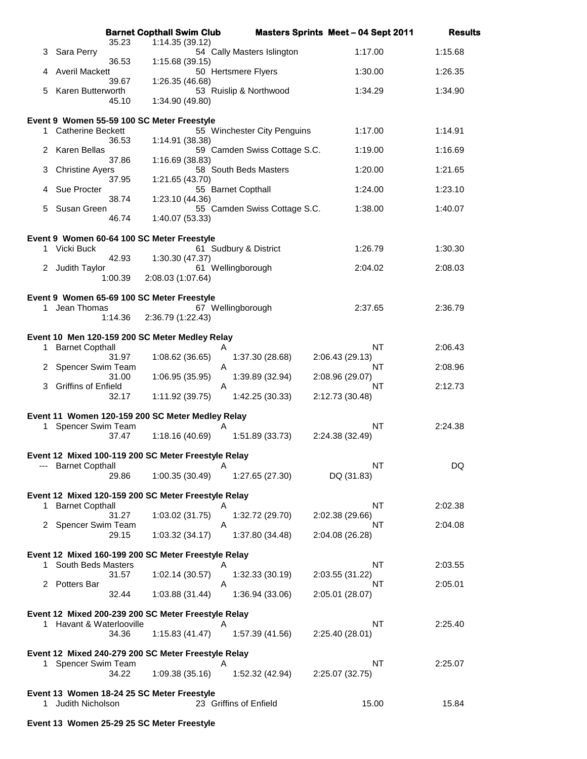| | | | | | |
|---|---|---|---|---|---|
| | | 35.23 | 1:14.35 (39.12) | | |
| 3 | Sara Perry | | 54 Cally Masters Islington | 1:17.00 | 1:15.68 |
| | | 36.53 | 1:15.68 (39.15) | | |
| 4 | Averil Mackett | | 50 Hertsmere Flyers | 1:30.00 | 1:26.35 |
| | | 39.67 | 1:26.35 (46.68) | | |
| 5 | Karen Butterworth | | 53 Ruislip & Northwood | 1:34.29 | 1:34.90 |
| | | 45.10 | 1:34.90 (49.80) | | |

**Event 9 Women 55-59 100 SC Meter Freestyle**

| | | | | | |
|---|---|---|---|---|---|
| 1 | Catherine Beckett | | 55 Winchester City Penguins | 1:17.00 | 1:14.91 |
| | | 36.53 | 1:14.91 (38.38) | | |
| 2 | Karen Bellas | | 59 Camden Swiss Cottage S.C. | 1:19.00 | 1:16.69 |
| | | 37.86 | 1:16.69 (38.83) | | |
| 3 | Christine Ayers | | 58 South Beds Masters | 1:20.00 | 1:21.65 |
| | | 37.95 | 1:21.65 (43.70) | | |
| 4 | Sue Procter | | 55 Barnet Copthall | 1:24.00 | 1:23.10 |
| | | 38.74 | 1:23.10 (44.36) | | |
| 5 | Susan Green | | 55 Camden Swiss Cottage S.C. | 1:38.00 | 1:40.07 |
| | | 46.74 | 1:40.07 (53.33) | | |

**Event 9 Women 60-64 100 SC Meter Freestyle**

| | | | | | |
|---|---|---|---|---|---|
| 1 | Vicki Buck | | 61 Sudbury & District | 1:26.79 | 1:30.30 |
| | | 42.93 | 1:30.30 (47.37) | | |
| 2 | Judith Taylor | | 61 Wellingborough | 2:04.02 | 2:08.03 |
| | | 1:00.39 | 2:08.03 (1:07.64) | | |

**Event 9 Women 65-69 100 SC Meter Freestyle**

| | | | | | |
|---|---|---|---|---|---|
| 1 | Jean Thomas | | 67 Wellingborough | 2:37.65 | 2:36.79 |
| | | 1:14.36 | 2:36.79 (1:22.43) | | |

**Event 10 Men 120-159 200 SC Meter Medley Relay**

| | | | | | | | |
|---|---|---|---|---|---|---|---|
| 1 | Barnet Copthall | | | A | | NT | 2:06.43 |
| | | 31.97 | 1:08.62 (36.65) | 1:37.30 (28.68) | 2:06.43 (29.13) | | |
| 2 | Spencer Swim Team | | | A | | NT | 2:08.96 |
| | | 31.00 | 1:06.95 (35.95) | 1:39.89 (32.94) | 2:08.96 (29.07) | | |
| 3 | Griffins of Enfield | | | A | | NT | 2:12.73 |
| | | 32.17 | 1:11.92 (39.75) | 1:42.25 (30.33) | 2:12.73 (30.48) | | |

**Event 11 Women 120-159 200 SC Meter Medley Relay**

| | | | | | | | |
|---|---|---|---|---|---|---|---|
| 1 | Spencer Swim Team | | | A | | NT | 2:24.38 |
| | | 37.47 | 1:18.16 (40.69) | 1:51.89 (33.73) | 2:24.38 (32.49) | | |

**Event 12 Mixed 100-119 200 SC Meter Freestyle Relay**

| | | | | | | | |
|---|---|---|---|---|---|---|---|
| --- | Barnet Copthall | | | A | | NT | DQ |
| | | 29.86 | 1:00.35 (30.49) | 1:27.65 (27.30) | DQ (31.83) | | |

**Event 12 Mixed 120-159 200 SC Meter Freestyle Relay**

| | | | | | | | |
|---|---|---|---|---|---|---|---|
| 1 | Barnet Copthall | | | A | | NT | 2:02.38 |
| | | 31.27 | 1:03.02 (31.75) | 1:32.72 (29.70) | 2:02.38 (29.66) | | |
| 2 | Spencer Swim Team | | | A | | NT | 2:04.08 |
| | | 29.15 | 1:03.32 (34.17) | 1:37.80 (34.48) | 2:04.08 (26.28) | | |

**Event 12 Mixed 160-199 200 SC Meter Freestyle Relay**

| | | | | | | | |
|---|---|---|---|---|---|---|---|
| 1 | South Beds Masters | | | A | | NT | 2:03.55 |
| | | 31.57 | 1:02.14 (30.57) | 1:32.33 (30.19) | 2:03.55 (31.22) | | |
| 2 | Potters Bar | | | A | | NT | 2:05.01 |
| | | 32.44 | 1:03.88 (31.44) | 1:36.94 (33.06) | 2:05.01 (28.07) | | |

**Event 12 Mixed 200-239 200 SC Meter Freestyle Relay**

| | | | | | | | |
|---|---|---|---|---|---|---|---|
| 1 | Havant & Waterlooville | | | A | | NT | 2:25.40 |
| | | 34.36 | 1:15.83 (41.47) | 1:57.39 (41.56) | 2:25.40 (28.01) | | |

**Event 12 Mixed 240-279 200 SC Meter Freestyle Relay**

| | | | | | | | |
|---|---|---|---|---|---|---|---|
| 1 | Spencer Swim Team | | | A | | NT | 2:25.07 |
| | | 34.22 | 1:09.38 (35.16) | 1:52.32 (42.94) | 2:25.07 (32.75) | | |

**Event 13 Women 18-24 25 SC Meter Freestyle**

| | | | | |
|---|---|---|---|---|
| 1 | Judith Nicholson | 23 Griffins of Enfield | 15.00 | 15.84 |

**Event 13 Women 25-29 25 SC Meter Freestyle**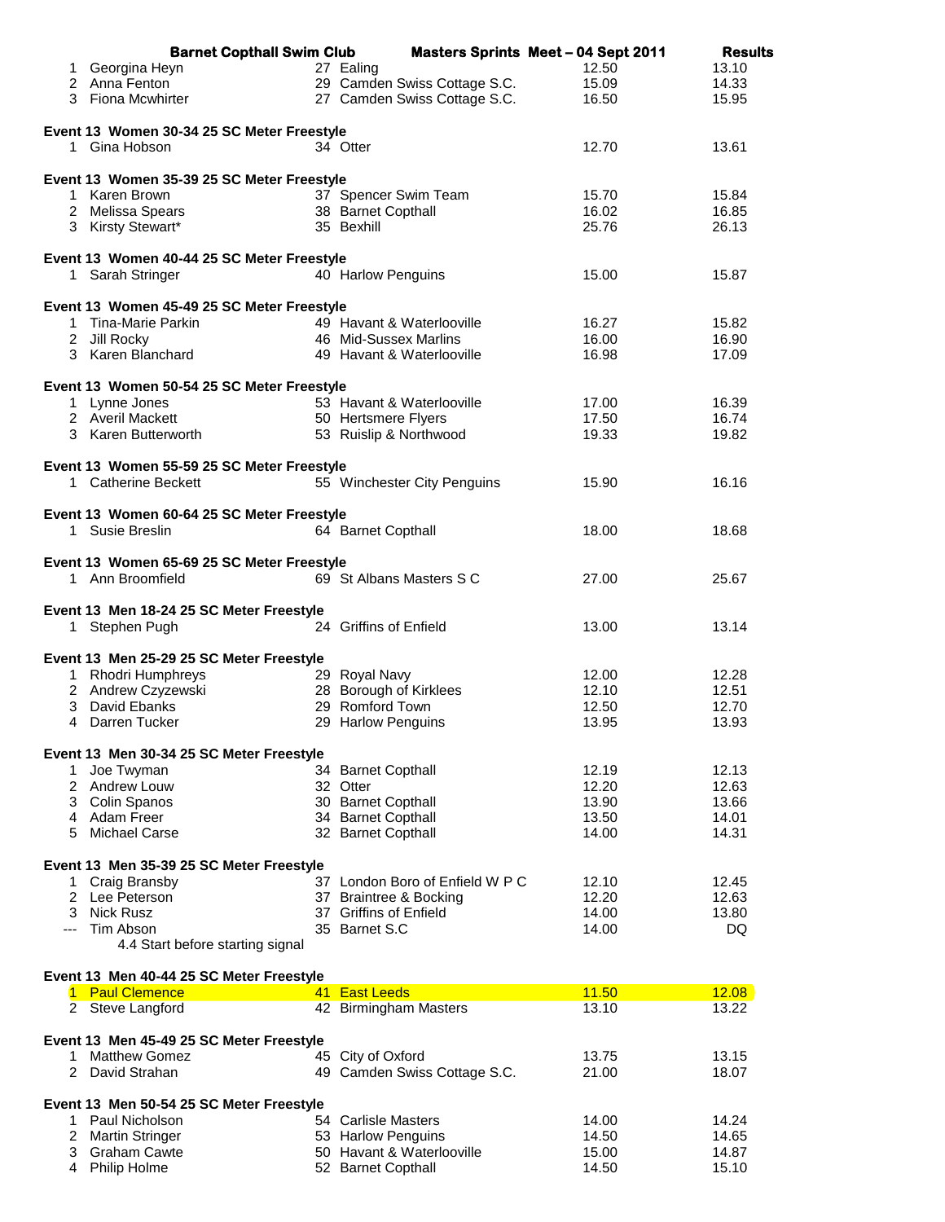**Barnet Copthall Swim Club** **Masters Sprints Meet – 04 Sept 2011** **Results**

| | | | | | |
|---|---|---|---|---|---|
| 1 | Georgina Heyn | 27 | Ealing | 12.50 | 13.10 |
| 2 | Anna Fenton | 29 | Camden Swiss Cottage S.C. | 15.09 | 14.33 |
| 3 | Fiona Mcwhirter | 27 | Camden Swiss Cottage S.C. | 16.50 | 15.95 |

**Event 13 Women 30-34 25 SC Meter Freestyle**

| | | | | | |
|---|---|---|---|---|---|
| 1 | Gina Hobson | 34 | Otter | 12.70 | 13.61 |

**Event 13 Women 35-39 25 SC Meter Freestyle**

| | | | | | |
|---|---|---|---|---|---|
| 1 | Karen Brown | 37 | Spencer Swim Team | 15.70 | 15.84 |
| 2 | Melissa Spears | 38 | Barnet Copthall | 16.02 | 16.85 |
| 3 | Kirsty Stewart* | 35 | Bexhill | 25.76 | 26.13 |

**Event 13 Women 40-44 25 SC Meter Freestyle**

| | | | | | |
|---|---|---|---|---|---|
| 1 | Sarah Stringer | 40 | Harlow Penguins | 15.00 | 15.87 |

**Event 13 Women 45-49 25 SC Meter Freestyle**

| | | | | | |
|---|---|---|---|---|---|
| 1 | Tina-Marie Parkin | 49 | Havant & Waterlooville | 16.27 | 15.82 |
| 2 | Jill Rocky | 46 | Mid-Sussex Marlins | 16.00 | 16.90 |
| 3 | Karen Blanchard | 49 | Havant & Waterlooville | 16.98 | 17.09 |

**Event 13 Women 50-54 25 SC Meter Freestyle**

| | | | | | |
|---|---|---|---|---|---|
| 1 | Lynne Jones | 53 | Havant & Waterlooville | 17.00 | 16.39 |
| 2 | Averil Mackett | 50 | Hertsmere Flyers | 17.50 | 16.74 |
| 3 | Karen Butterworth | 53 | Ruislip & Northwood | 19.33 | 19.82 |

**Event 13 Women 55-59 25 SC Meter Freestyle**

| | | | | | |
|---|---|---|---|---|---|
| 1 | Catherine Beckett | 55 | Winchester City Penguins | 15.90 | 16.16 |

**Event 13 Women 60-64 25 SC Meter Freestyle**

| | | | | | |
|---|---|---|---|---|---|
| 1 | Susie Breslin | 64 | Barnet Copthall | 18.00 | 18.68 |

**Event 13 Women 65-69 25 SC Meter Freestyle**

| | | | | | |
|---|---|---|---|---|---|
| 1 | Ann Broomfield | 69 | St Albans Masters S C | 27.00 | 25.67 |

**Event 13 Men 18-24 25 SC Meter Freestyle**

| | | | | | |
|---|---|---|---|---|---|
| 1 | Stephen Pugh | 24 | Griffins of Enfield | 13.00 | 13.14 |

**Event 13 Men 25-29 25 SC Meter Freestyle**

| | | | | | |
|---|---|---|---|---|---|
| 1 | Rhodri Humphreys | 29 | Royal Navy | 12.00 | 12.28 |
| 2 | Andrew Czyzewski | 28 | Borough of Kirklees | 12.10 | 12.51 |
| 3 | David Ebanks | 29 | Romford Town | 12.50 | 12.70 |
| 4 | Darren Tucker | 29 | Harlow Penguins | 13.95 | 13.93 |

**Event 13 Men 30-34 25 SC Meter Freestyle**

| | | | | | |
|---|---|---|---|---|---|
| 1 | Joe Twyman | 34 | Barnet Copthall | 12.19 | 12.13 |
| 2 | Andrew Louw | 32 | Otter | 12.20 | 12.63 |
| 3 | Colin Spanos | 30 | Barnet Copthall | 13.90 | 13.66 |
| 4 | Adam Freer | 34 | Barnet Copthall | 13.50 | 14.01 |
| 5 | Michael Carse | 32 | Barnet Copthall | 14.00 | 14.31 |

**Event 13 Men 35-39 25 SC Meter Freestyle**

| | | | | | |
|---|---|---|---|---|---|
| 1 | Craig Bransby | 37 | London Boro of Enfield W P C | 12.10 | 12.45 |
| 2 | Lee Peterson | 37 | Braintree & Bocking | 12.20 | 12.63 |
| 3 | Nick Rusz | 37 | Griffins of Enfield | 14.00 | 13.80 |
| --- | Tim Abson | 35 | Barnet S.C | 14.00 | DQ |
| | 4.4 Start before starting signal | | | | |

**Event 13 Men 40-44 25 SC Meter Freestyle**

| | | | | | |
|---|---|---|---|---|---|
| 1 | Paul Clemence | 41 | East Leeds | 11.50 | 12.08 |
| 2 | Steve Langford | 42 | Birmingham Masters | 13.10 | 13.22 |

**Event 13 Men 45-49 25 SC Meter Freestyle**

| | | | | | |
|---|---|---|---|---|---|
| 1 | Matthew Gomez | 45 | City of Oxford | 13.75 | 13.15 |
| 2 | David Strahan | 49 | Camden Swiss Cottage S.C. | 21.00 | 18.07 |

**Event 13 Men 50-54 25 SC Meter Freestyle**

| | | | | | |
|---|---|---|---|---|---|
| 1 | Paul Nicholson | 54 | Carlisle Masters | 14.00 | 14.24 |
| 2 | Martin Stringer | 53 | Harlow Penguins | 14.50 | 14.65 |
| 3 | Graham Cawte | 50 | Havant & Waterlooville | 15.00 | 14.87 |
| 4 | Philip Holme | 52 | Barnet Copthall | 14.50 | 15.10 |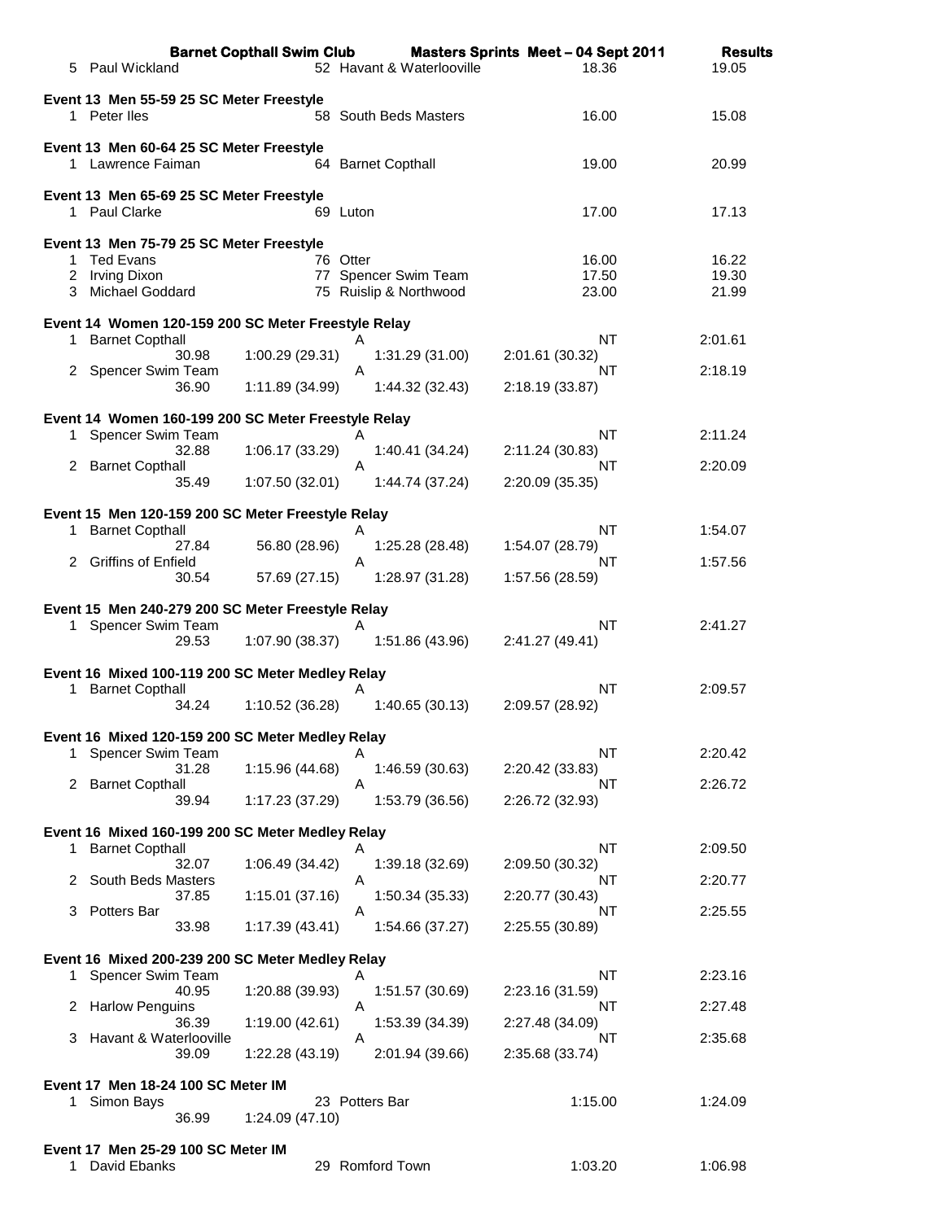5 Paul Wickland 52 Havant & Waterlooville 18.36 19.05

### Event 13 Men 55-59 25 SC Meter Freestyle

| Place | Name | Age | Team | Seed Time | Finals Time |
|---|---|---|---|---|---|
| 1 | Peter Iles | 58 | South Beds Masters | 16.00 | 15.08 |

### Event 13 Men 60-64 25 SC Meter Freestyle

| Place | Name | Age | Team | Seed Time | Finals Time |
|---|---|---|---|---|---|
| 1 | Lawrence Faiman | 64 | Barnet Copthall | 19.00 | 20.99 |

### Event 13 Men 65-69 25 SC Meter Freestyle

| Place | Name | Age | Team | Seed Time | Finals Time |
|---|---|---|---|---|---|
| 1 | Paul Clarke | 69 | Luton | 17.00 | 17.13 |

### Event 13 Men 75-79 25 SC Meter Freestyle

| Place | Name | Age | Team | Seed Time | Finals Time |
|---|---|---|---|---|---|
| 1 | Ted Evans | 76 | Otter | 16.00 | 16.22 |
| 2 | Irving Dixon | 77 | Spencer Swim Team | 17.50 | 19.30 |
| 3 | Michael Goddard | 75 | Ruislip & Northwood | 23.00 | 21.99 |

### Event 14 Women 120-159 200 SC Meter Freestyle Relay

1 Barnet Copthall A NT 2:01.61
30.98 1:00.29 (29.31) 1:31.29 (31.00) 2:01.61 (30.32)

2 Spencer Swim Team A NT 2:18.19
36.90 1:11.89 (34.99) 1:44.32 (32.43) 2:18.19 (33.87)

### Event 14 Women 160-199 200 SC Meter Freestyle Relay

1 Spencer Swim Team A NT 2:11.24
32.88 1:06.17 (33.29) 1:40.41 (34.24) 2:11.24 (30.83)

2 Barnet Copthall A NT 2:20.09
35.49 1:07.50 (32.01) 1:44.74 (37.24) 2:20.09 (35.35)

### Event 15 Men 120-159 200 SC Meter Freestyle Relay

1 Barnet Copthall A NT 1:54.07
27.84 56.80 (28.96) 1:25.28 (28.48) 1:54.07 (28.79)

2 Griffins of Enfield A NT 1:57.56
30.54 57.69 (27.15) 1:28.97 (31.28) 1:57.56 (28.59)

### Event 15 Men 240-279 200 SC Meter Freestyle Relay

1 Spencer Swim Team A NT 2:41.27
29.53 1:07.90 (38.37) 1:51.86 (43.96) 2:41.27 (49.41)

### Event 16 Mixed 100-119 200 SC Meter Medley Relay

1 Barnet Copthall A NT 2:09.57
34.24 1:10.52 (36.28) 1:40.65 (30.13) 2:09.57 (28.92)

### Event 16 Mixed 120-159 200 SC Meter Medley Relay

1 Spencer Swim Team A NT 2:20.42
31.28 1:15.96 (44.68) 1:46.59 (30.63) 2:20.42 (33.83)

2 Barnet Copthall A NT 2:26.72
39.94 1:17.23 (37.29) 1:53.79 (36.56) 2:26.72 (32.93)

### Event 16 Mixed 160-199 200 SC Meter Medley Relay

1 Barnet Copthall A NT 2:09.50
32.07 1:06.49 (34.42) 1:39.18 (32.69) 2:09.50 (30.32)

2 South Beds Masters A NT 2:20.77
37.85 1:15.01 (37.16) 1:50.34 (35.33) 2:20.77 (30.43)

3 Potters Bar A NT 2:25.55
33.98 1:17.39 (43.41) 1:54.66 (37.27) 2:25.55 (30.89)

### Event 16 Mixed 200-239 200 SC Meter Medley Relay

1 Spencer Swim Team A NT 2:23.16
40.95 1:20.88 (39.93) 1:51.57 (30.69) 2:23.16 (31.59)

2 Harlow Penguins A NT 2:27.48
36.39 1:19.00 (42.61) 1:53.39 (34.39) 2:27.48 (34.09)

3 Havant & Waterlooville A NT 2:35.68
39.09 1:22.28 (43.19) 2:01.94 (39.66) 2:35.68 (33.74)

### Event 17 Men 18-24 100 SC Meter IM

1 Simon Bays 23 Potters Bar 1:15.00 1:24.09
36.99 1:24.09 (47.10)

### Event 17 Men 25-29 100 SC Meter IM

1 David Ebanks 29 Romford Town 1:03.20 1:06.98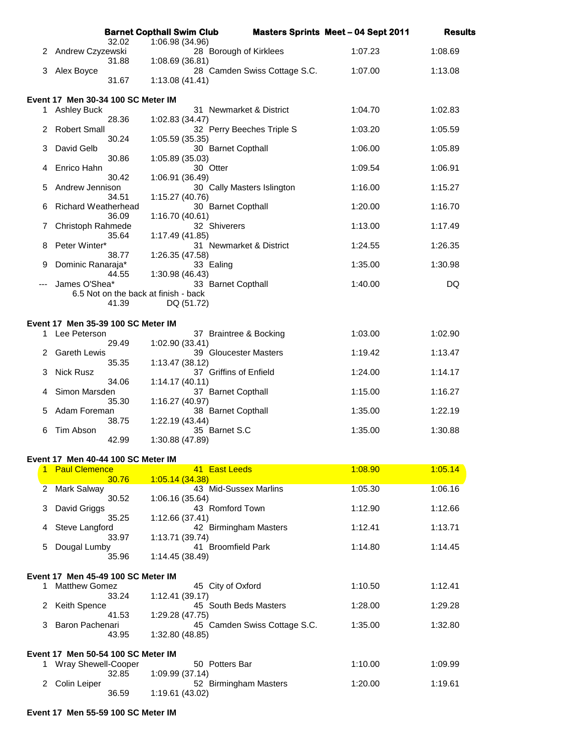| | | | | | |
|---|---|---|---|---|---|
| | 32.02 | 1:06.98 (34.96) | | | |
| 2 | Andrew Czyzewski | 28 | Borough of Kirklees | 1:07.23 | 1:08.69 |
| | 31.88 | 1:08.69 (36.81) | | | |
| 3 | Alex Boyce | 28 | Camden Swiss Cottage S.C. | 1:07.00 | 1:13.08 |
| | 31.67 | 1:13.08 (41.41) | | | |

**Event 17 Men 30-34 100 SC Meter IM**

| | | | | | |
|---|---|---|---|---|---|
| 1 | Ashley Buck | 31 | Newmarket & District | 1:04.70 | 1:02.83 |
| | 28.36 | 1:02.83 (34.47) | | | |
| 2 | Robert Small | 32 | Perry Beeches Triple S | 1:03.20 | 1:05.59 |
| | 30.24 | 1:05.59 (35.35) | | | |
| 3 | David Gelb | 30 | Barnet Copthall | 1:06.00 | 1:05.89 |
| | 30.86 | 1:05.89 (35.03) | | | |
| 4 | Enrico Hahn | 30 | Otter | 1:09.54 | 1:06.91 |
| | 30.42 | 1:06.91 (36.49) | | | |
| 5 | Andrew Jennison | 30 | Cally Masters Islington | 1:16.00 | 1:15.27 |
| | 34.51 | 1:15.27 (40.76) | | | |
| 6 | Richard Weatherhead | 30 | Barnet Copthall | 1:20.00 | 1:16.70 |
| | 36.09 | 1:16.70 (40.61) | | | |
| 7 | Christoph Rahmede | 32 | Shiverers | 1:13.00 | 1:17.49 |
| | 35.64 | 1:17.49 (41.85) | | | |
| 8 | Peter Winter* | 31 | Newmarket & District | 1:24.55 | 1:26.35 |
| | 38.77 | 1:26.35 (47.58) | | | |
| 9 | Dominic Ranaraja* | 33 | Ealing | 1:35.00 | 1:30.98 |
| | 44.55 | 1:30.98 (46.43) | | | |
| --- | James O'Shea* | 33 | Barnet Copthall | 1:40.00 | DQ |
| | 6.5 Not on the back at finish - back | | | | |
| | 41.39 | DQ (51.72) | | | |

**Event 17 Men 35-39 100 SC Meter IM**

| | | | | | |
|---|---|---|---|---|---|
| 1 | Lee Peterson | 37 | Braintree & Bocking | 1:03.00 | 1:02.90 |
| | 29.49 | 1:02.90 (33.41) | | | |
| 2 | Gareth Lewis | 39 | Gloucester Masters | 1:19.42 | 1:13.47 |
| | 35.35 | 1:13.47 (38.12) | | | |
| 3 | Nick Rusz | 37 | Griffins of Enfield | 1:24.00 | 1:14.17 |
| | 34.06 | 1:14.17 (40.11) | | | |
| 4 | Simon Marsden | 37 | Barnet Copthall | 1:15.00 | 1:16.27 |
| | 35.30 | 1:16.27 (40.97) | | | |
| 5 | Adam Foreman | 38 | Barnet Copthall | 1:35.00 | 1:22.19 |
| | 38.75 | 1:22.19 (43.44) | | | |
| 6 | Tim Abson | 35 | Barnet S.C | 1:35.00 | 1:30.88 |
| | 42.99 | 1:30.88 (47.89) | | | |

**Event 17 Men 40-44 100 SC Meter IM**

| | | | | | |
|---|---|---|---|---|---|
| 1 | Paul Clemence | 41 | East Leeds | 1:08.90 | 1:05.14 |
| | 30.76 | 1:05.14 (34.38) | | | |
| 2 | Mark Salway | 43 | Mid-Sussex Marlins | 1:05.30 | 1:06.16 |
| | 30.52 | 1:06.16 (35.64) | | | |
| 3 | David Griggs | 43 | Romford Town | 1:12.90 | 1:12.66 |
| | 35.25 | 1:12.66 (37.41) | | | |
| 4 | Steve Langford | 42 | Birmingham Masters | 1:12.41 | 1:13.71 |
| | 33.97 | 1:13.71 (39.74) | | | |
| 5 | Dougal Lumby | 41 | Broomfield Park | 1:14.80 | 1:14.45 |
| | 35.96 | 1:14.45 (38.49) | | | |

**Event 17 Men 45-49 100 SC Meter IM**

| | | | | | |
|---|---|---|---|---|---|
| 1 | Matthew Gomez | 45 | City of Oxford | 1:10.50 | 1:12.41 |
| | 33.24 | 1:12.41 (39.17) | | | |
| 2 | Keith Spence | 45 | South Beds Masters | 1:28.00 | 1:29.28 |
| | 41.53 | 1:29.28 (47.75) | | | |
| 3 | Baron Pachenari | 45 | Camden Swiss Cottage S.C. | 1:35.00 | 1:32.80 |
| | 43.95 | 1:32.80 (48.85) | | | |

**Event 17 Men 50-54 100 SC Meter IM**

| | | | | | |
|---|---|---|---|---|---|
| 1 | Wray Shewell-Cooper | 50 | Potters Bar | 1:10.00 | 1:09.99 |
| | 32.85 | 1:09.99 (37.14) | | | |
| 2 | Colin Leiper | 52 | Birmingham Masters | 1:20.00 | 1:19.61 |
| | 36.59 | 1:19.61 (43.02) | | | |

**Event 17 Men 55-59 100 SC Meter IM**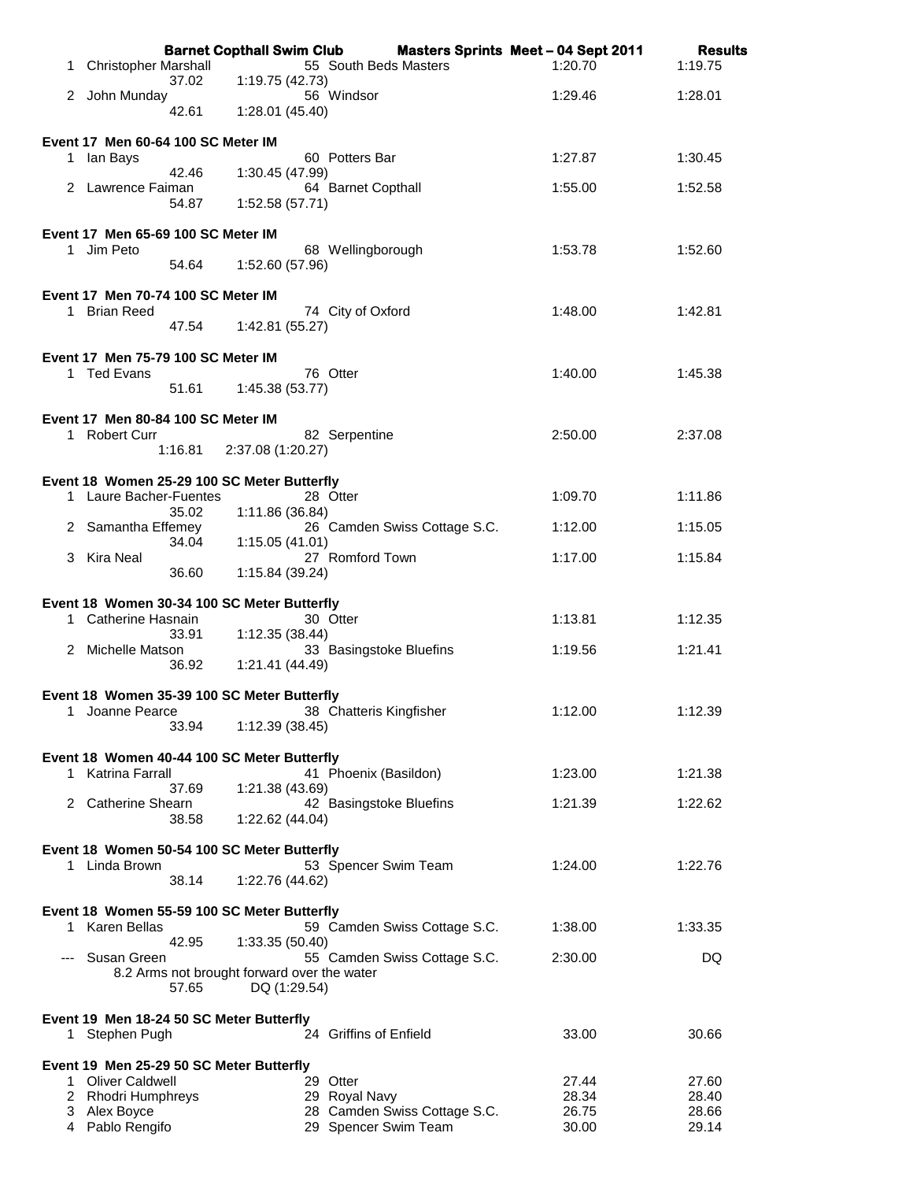**Barnet Copthall Swim Club Masters Sprints Meet – 04 Sept 2011 Results**

| | Name | Age | Club | Seed | Result |
|---|---|---|---|---|---|
| 1 | Christopher Marshall | 55 | South Beds Masters | 1:20.70 | 1:19.75 |
| | 37.02 | 1:19.75 (42.73) | | | |
| 2 | John Munday | 56 | Windsor | 1:29.46 | 1:28.01 |
| | 42.61 | 1:28.01 (45.40) | | | |

**Event 17 Men 60-64 100 SC Meter IM**

| | Name | Age | Club | Seed | Result |
|---|---|---|---|---|---|
| 1 | Ian Bays | 60 | Potters Bar | 1:27.87 | 1:30.45 |
| | 42.46 | 1:30.45 (47.99) | | | |
| 2 | Lawrence Faiman | 64 | Barnet Copthall | 1:55.00 | 1:52.58 |
| | 54.87 | 1:52.58 (57.71) | | | |

**Event 17 Men 65-69 100 SC Meter IM**

| | Name | Age | Club | Seed | Result |
|---|---|---|---|---|---|
| 1 | Jim Peto | 68 | Wellingborough | 1:53.78 | 1:52.60 |
| | 54.64 | 1:52.60 (57.96) | | | |

**Event 17 Men 70-74 100 SC Meter IM**

| | Name | Age | Club | Seed | Result |
|---|---|---|---|---|---|
| 1 | Brian Reed | 74 | City of Oxford | 1:48.00 | 1:42.81 |
| | 47.54 | 1:42.81 (55.27) | | | |

**Event 17 Men 75-79 100 SC Meter IM**

| | Name | Age | Club | Seed | Result |
|---|---|---|---|---|---|
| 1 | Ted Evans | 76 | Otter | 1:40.00 | 1:45.38 |
| | 51.61 | 1:45.38 (53.77) | | | |

**Event 17 Men 80-84 100 SC Meter IM**

| | Name | Age | Club | Seed | Result |
|---|---|---|---|---|---|
| 1 | Robert Curr | 82 | Serpentine | 2:50.00 | 2:37.08 |
| | 1:16.81 | 2:37.08 (1:20.27) | | | |

**Event 18 Women 25-29 100 SC Meter Butterfly**

| | Name | Age | Club | Seed | Result |
|---|---|---|---|---|---|
| 1 | Laure Bacher-Fuentes | 28 | Otter | 1:09.70 | 1:11.86 |
| | 35.02 | 1:11.86 (36.84) | | | |
| 2 | Samantha Effemey | 26 | Camden Swiss Cottage S.C. | 1:12.00 | 1:15.05 |
| | 34.04 | 1:15.05 (41.01) | | | |
| 3 | Kira Neal | 27 | Romford Town | 1:17.00 | 1:15.84 |
| | 36.60 | 1:15.84 (39.24) | | | |

**Event 18 Women 30-34 100 SC Meter Butterfly**

| | Name | Age | Club | Seed | Result |
|---|---|---|---|---|---|
| 1 | Catherine Hasnain | 30 | Otter | 1:13.81 | 1:12.35 |
| | 33.91 | 1:12.35 (38.44) | | | |
| 2 | Michelle Matson | 33 | Basingstoke Bluefins | 1:19.56 | 1:21.41 |
| | 36.92 | 1:21.41 (44.49) | | | |

**Event 18 Women 35-39 100 SC Meter Butterfly**

| | Name | Age | Club | Seed | Result |
|---|---|---|---|---|---|
| 1 | Joanne Pearce | 38 | Chatteris Kingfisher | 1:12.00 | 1:12.39 |
| | 33.94 | 1:12.39 (38.45) | | | |

**Event 18 Women 40-44 100 SC Meter Butterfly**

| | Name | Age | Club | Seed | Result |
|---|---|---|---|---|---|
| 1 | Katrina Farrall | 41 | Phoenix (Basildon) | 1:23.00 | 1:21.38 |
| | 37.69 | 1:21.38 (43.69) | | | |
| 2 | Catherine Shearn | 42 | Basingstoke Bluefins | 1:21.39 | 1:22.62 |
| | 38.58 | 1:22.62 (44.04) | | | |

**Event 18 Women 50-54 100 SC Meter Butterfly**

| | Name | Age | Club | Seed | Result |
|---|---|---|---|---|---|
| 1 | Linda Brown | 53 | Spencer Swim Team | 1:24.00 | 1:22.76 |
| | 38.14 | 1:22.76 (44.62) | | | |

**Event 18 Women 55-59 100 SC Meter Butterfly**

| | Name | Age | Club | Seed | Result |
|---|---|---|---|---|---|
| 1 | Karen Bellas | 59 | Camden Swiss Cottage S.C. | 1:38.00 | 1:33.35 |
| | 42.95 | 1:33.35 (50.40) | | | |
| --- | Susan Green | 55 | Camden Swiss Cottage S.C. | 2:30.00 | DQ |
| | 8.2 Arms not brought forward over the water | | | | |
| | 57.65 | DQ (1:29.54) | | | |

**Event 19 Men 18-24 50 SC Meter Butterfly**

| | Name | Age | Club | Seed | Result |
|---|---|---|---|---|---|
| 1 | Stephen Pugh | 24 | Griffins of Enfield | 33.00 | 30.66 |

**Event 19 Men 25-29 50 SC Meter Butterfly**

| | Name | Age | Club | Seed | Result |
|---|---|---|---|---|---|
| 1 | Oliver Caldwell | 29 | Otter | 27.44 | 27.60 |
| 2 | Rhodri Humphreys | 29 | Royal Navy | 28.34 | 28.40 |
| 3 | Alex Boyce | 28 | Camden Swiss Cottage S.C. | 26.75 | 28.66 |
| 4 | Pablo Rengifo | 29 | Spencer Swim Team | 30.00 | 29.14 |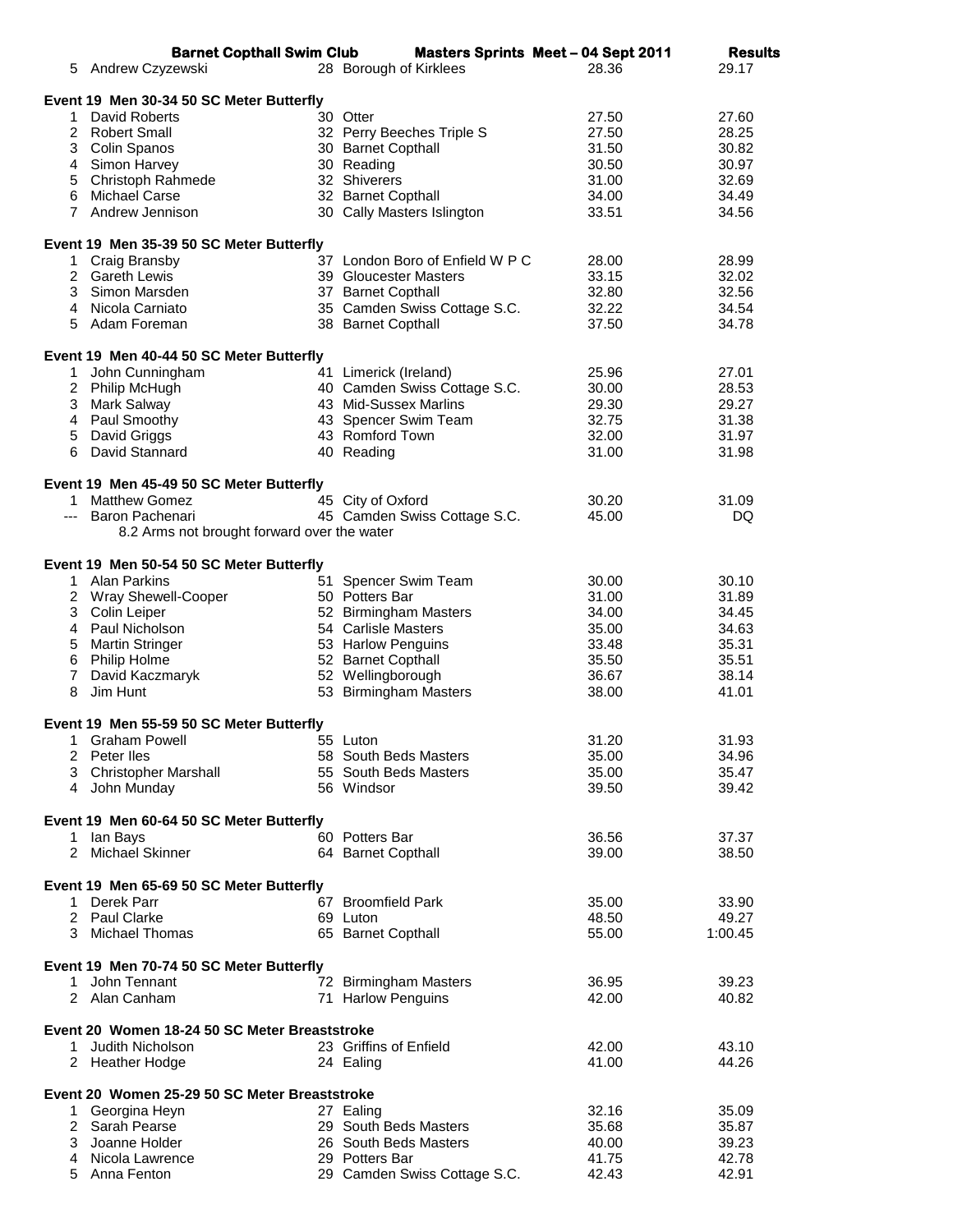| | | | | | |
|---|---|---|---|---|---|
| 5 | Andrew Czyzewski | 28 | Borough of Kirklees | 28.36 | 29.17 |

**Event 19 Men 30-34 50 SC Meter Butterfly**

| | | | | | |
|---|---|---|---|---|---|
| 1 | David Roberts | 30 | Otter | 27.50 | 27.60 |
| 2 | Robert Small | 32 | Perry Beeches Triple S | 27.50 | 28.25 |
| 3 | Colin Spanos | 30 | Barnet Copthall | 31.50 | 30.82 |
| 4 | Simon Harvey | 30 | Reading | 30.50 | 30.97 |
| 5 | Christoph Rahmede | 32 | Shiverers | 31.00 | 32.69 |
| 6 | Michael Carse | 32 | Barnet Copthall | 34.00 | 34.49 |
| 7 | Andrew Jennison | 30 | Cally Masters Islington | 33.51 | 34.56 |

**Event 19 Men 35-39 50 SC Meter Butterfly**

| | | | | | |
|---|---|---|---|---|---|
| 1 | Craig Bransby | 37 | London Boro of Enfield W P C | 28.00 | 28.99 |
| 2 | Gareth Lewis | 39 | Gloucester Masters | 33.15 | 32.02 |
| 3 | Simon Marsden | 37 | Barnet Copthall | 32.80 | 32.56 |
| 4 | Nicola Carniato | 35 | Camden Swiss Cottage S.C. | 32.22 | 34.54 |
| 5 | Adam Foreman | 38 | Barnet Copthall | 37.50 | 34.78 |

**Event 19 Men 40-44 50 SC Meter Butterfly**

| | | | | | |
|---|---|---|---|---|---|
| 1 | John Cunningham | 41 | Limerick (Ireland) | 25.96 | 27.01 |
| 2 | Philip McHugh | 40 | Camden Swiss Cottage S.C. | 30.00 | 28.53 |
| 3 | Mark Salway | 43 | Mid-Sussex Marlins | 29.30 | 29.27 |
| 4 | Paul Smoothy | 43 | Spencer Swim Team | 32.75 | 31.38 |
| 5 | David Griggs | 43 | Romford Town | 32.00 | 31.97 |
| 6 | David Stannard | 40 | Reading | 31.00 | 31.98 |

**Event 19 Men 45-49 50 SC Meter Butterfly**

| | | | | | |
|---|---|---|---|---|---|
| 1 | Matthew Gomez | 45 | City of Oxford | 30.20 | 31.09 |
| --- | Baron Pachenari | 45 | Camden Swiss Cottage S.C. | 45.00 | DQ |
| | 8.2 Arms not brought forward over the water | | | | |

**Event 19 Men 50-54 50 SC Meter Butterfly**

| | | | | | |
|---|---|---|---|---|---|
| 1 | Alan Parkins | 51 | Spencer Swim Team | 30.00 | 30.10 |
| 2 | Wray Shewell-Cooper | 50 | Potters Bar | 31.00 | 31.89 |
| 3 | Colin Leiper | 52 | Birmingham Masters | 34.00 | 34.45 |
| 4 | Paul Nicholson | 54 | Carlisle Masters | 35.00 | 34.63 |
| 5 | Martin Stringer | 53 | Harlow Penguins | 33.48 | 35.31 |
| 6 | Philip Holme | 52 | Barnet Copthall | 35.50 | 35.51 |
| 7 | David Kaczmaryk | 52 | Wellingborough | 36.67 | 38.14 |
| 8 | Jim Hunt | 53 | Birmingham Masters | 38.00 | 41.01 |

**Event 19 Men 55-59 50 SC Meter Butterfly**

| | | | | | |
|---|---|---|---|---|---|
| 1 | Graham Powell | 55 | Luton | 31.20 | 31.93 |
| 2 | Peter Iles | 58 | South Beds Masters | 35.00 | 34.96 |
| 3 | Christopher Marshall | 55 | South Beds Masters | 35.00 | 35.47 |
| 4 | John Munday | 56 | Windsor | 39.50 | 39.42 |

**Event 19 Men 60-64 50 SC Meter Butterfly**

| | | | | | |
|---|---|---|---|---|---|
| 1 | Ian Bays | 60 | Potters Bar | 36.56 | 37.37 |
| 2 | Michael Skinner | 64 | Barnet Copthall | 39.00 | 38.50 |

**Event 19 Men 65-69 50 SC Meter Butterfly**

| | | | | | |
|---|---|---|---|---|---|
| 1 | Derek Parr | 67 | Broomfield Park | 35.00 | 33.90 |
| 2 | Paul Clarke | 69 | Luton | 48.50 | 49.27 |
| 3 | Michael Thomas | 65 | Barnet Copthall | 55.00 | 1:00.45 |

**Event 19 Men 70-74 50 SC Meter Butterfly**

| | | | | | |
|---|---|---|---|---|---|
| 1 | John Tennant | 72 | Birmingham Masters | 36.95 | 39.23 |
| 2 | Alan Canham | 71 | Harlow Penguins | 42.00 | 40.82 |

**Event 20 Women 18-24 50 SC Meter Breaststroke**

| | | | | | |
|---|---|---|---|---|---|
| 1 | Judith Nicholson | 23 | Griffins of Enfield | 42.00 | 43.10 |
| 2 | Heather Hodge | 24 | Ealing | 41.00 | 44.26 |

**Event 20 Women 25-29 50 SC Meter Breaststroke**

| | | | | | |
|---|---|---|---|---|---|
| 1 | Georgina Heyn | 27 | Ealing | 32.16 | 35.09 |
| 2 | Sarah Pearse | 29 | South Beds Masters | 35.68 | 35.87 |
| 3 | Joanne Holder | 26 | South Beds Masters | 40.00 | 39.23 |
| 4 | Nicola Lawrence | 29 | Potters Bar | 41.75 | 42.78 |
| 5 | Anna Fenton | 29 | Camden Swiss Cottage S.C. | 42.43 | 42.91 |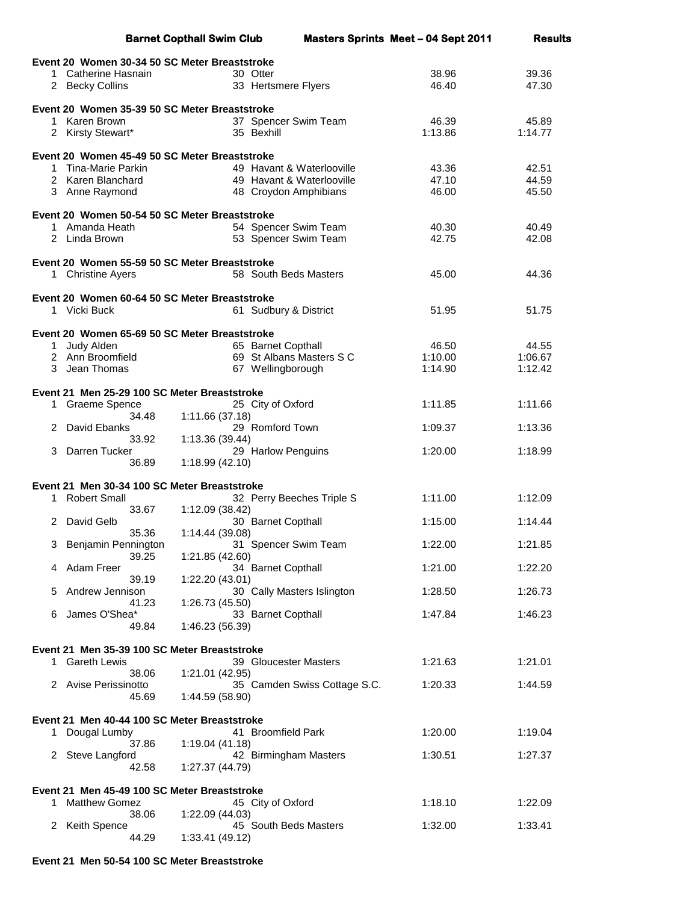## Event 20 Women 30-34 50 SC Meter Breaststroke

| Place | Name | Age | Club | Seed Time | Finals Time |
|---|---|---|---|---|---|
| 1 | Catherine Hasnain | 30 | Otter | 38.96 | 39.36 |
| 2 | Becky Collins | 33 | Hertsmere Flyers | 46.40 | 47.30 |

## Event 20 Women 35-39 50 SC Meter Breaststroke

| Place | Name | Age | Club | Seed Time | Finals Time |
|---|---|---|---|---|---|
| 1 | Karen Brown | 37 | Spencer Swim Team | 46.39 | 45.89 |
| 2 | Kirsty Stewart* | 35 | Bexhill | 1:13.86 | 1:14.77 |

## Event 20 Women 45-49 50 SC Meter Breaststroke

| Place | Name | Age | Club | Seed Time | Finals Time |
|---|---|---|---|---|---|
| 1 | Tina-Marie Parkin | 49 | Havant & Waterlooville | 43.36 | 42.51 |
| 2 | Karen Blanchard | 49 | Havant & Waterlooville | 47.10 | 44.59 |
| 3 | Anne Raymond | 48 | Croydon Amphibians | 46.00 | 45.50 |

## Event 20 Women 50-54 50 SC Meter Breaststroke

| Place | Name | Age | Club | Seed Time | Finals Time |
|---|---|---|---|---|---|
| 1 | Amanda Heath | 54 | Spencer Swim Team | 40.30 | 40.49 |
| 2 | Linda Brown | 53 | Spencer Swim Team | 42.75 | 42.08 |

## Event 20 Women 55-59 50 SC Meter Breaststroke

| Place | Name | Age | Club | Seed Time | Finals Time |
|---|---|---|---|---|---|
| 1 | Christine Ayers | 58 | South Beds Masters | 45.00 | 44.36 |

## Event 20 Women 60-64 50 SC Meter Breaststroke

| Place | Name | Age | Club | Seed Time | Finals Time |
|---|---|---|---|---|---|
| 1 | Vicki Buck | 61 | Sudbury & District | 51.95 | 51.75 |

## Event 20 Women 65-69 50 SC Meter Breaststroke

| Place | Name | Age | Club | Seed Time | Finals Time |
|---|---|---|---|---|---|
| 1 | Judy Alden | 65 | Barnet Copthall | 46.50 | 44.55 |
| 2 | Ann Broomfield | 69 | St Albans Masters S C | 1:10.00 | 1:06.67 |
| 3 | Jean Thomas | 67 | Wellingborough | 1:14.90 | 1:12.42 |

## Event 21 Men 25-29 100 SC Meter Breaststroke

| Place | Name | Age | Club | Seed Time | Finals Time | Splits |
|---|---|---|---|---|---|---|
| 1 | Graeme Spence | 25 | City of Oxford | 1:11.85 | 1:11.66 | 34.48, 1:11.66 (37.18) |
| 2 | David Ebanks | 29 | Romford Town | 1:09.37 | 1:13.36 | 33.92, 1:13.36 (39.44) |
| 3 | Darren Tucker | 29 | Harlow Penguins | 1:20.00 | 1:18.99 | 36.89, 1:18.99 (42.10) |

## Event 21 Men 30-34 100 SC Meter Breaststroke

| Place | Name | Age | Club | Seed Time | Finals Time | Splits |
|---|---|---|---|---|---|---|
| 1 | Robert Small | 32 | Perry Beeches Triple S | 1:11.00 | 1:12.09 | 33.67, 1:12.09 (38.42) |
| 2 | David Gelb | 30 | Barnet Copthall | 1:15.00 | 1:14.44 | 35.36, 1:14.44 (39.08) |
| 3 | Benjamin Pennington | 31 | Spencer Swim Team | 1:22.00 | 1:21.85 | 39.25, 1:21.85 (42.60) |
| 4 | Adam Freer | 34 | Barnet Copthall | 1:21.00 | 1:22.20 | 39.19, 1:22.20 (43.01) |
| 5 | Andrew Jennison | 30 | Cally Masters Islington | 1:28.50 | 1:26.73 | 41.23, 1:26.73 (45.50) |
| 6 | James O'Shea* | 33 | Barnet Copthall | 1:47.84 | 1:46.23 | 49.84, 1:46.23 (56.39) |

## Event 21 Men 35-39 100 SC Meter Breaststroke

| Place | Name | Age | Club | Seed Time | Finals Time | Splits |
|---|---|---|---|---|---|---|
| 1 | Gareth Lewis | 39 | Gloucester Masters | 1:21.63 | 1:21.01 | 38.06, 1:21.01 (42.95) |
| 2 | Avise Perissinotto | 35 | Camden Swiss Cottage S.C. | 1:20.33 | 1:44.59 | 45.69, 1:44.59 (58.90) |

## Event 21 Men 40-44 100 SC Meter Breaststroke

| Place | Name | Age | Club | Seed Time | Finals Time | Splits |
|---|---|---|---|---|---|---|
| 1 | Dougal Lumby | 41 | Broomfield Park | 1:20.00 | 1:19.04 | 37.86, 1:19.04 (41.18) |
| 2 | Steve Langford | 42 | Birmingham Masters | 1:30.51 | 1:27.37 | 42.58, 1:27.37 (44.79) |

## Event 21 Men 45-49 100 SC Meter Breaststroke

| Place | Name | Age | Club | Seed Time | Finals Time | Splits |
|---|---|---|---|---|---|---|
| 1 | Matthew Gomez | 45 | City of Oxford | 1:18.10 | 1:22.09 | 38.06, 1:22.09 (44.03) |
| 2 | Keith Spence | 45 | South Beds Masters | 1:32.00 | 1:33.41 | 44.29, 1:33.41 (49.12) |

## Event 21 Men 50-54 100 SC Meter Breaststroke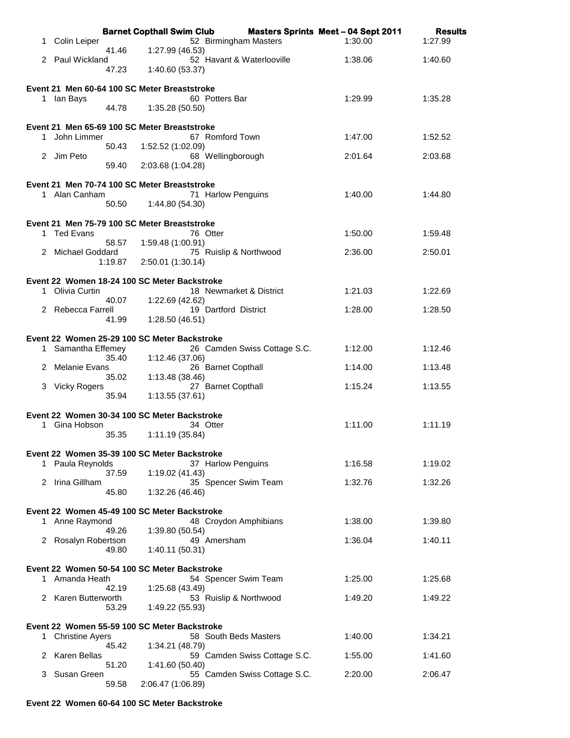| Place | Name | Age | Club | Seed Time | Finals Time |
|---|---|---|---|---|---|
| 1 | Colin Leiper | 52 | Birmingham Masters | 1:30.00 | 1:27.99 |
| | 41.46 | 1:27.99 (46.53) | | | |
| 2 | Paul Wickland | 52 | Havant & Waterlooville | 1:38.06 | 1:40.60 |
| | 47.23 | 1:40.60 (53.37) | | | |

**Event 21 Men 60-64 100 SC Meter Breaststroke**

| Place | Name | Age | Club | Seed Time | Finals Time |
|---|---|---|---|---|---|
| 1 | Ian Bays | 60 | Potters Bar | 1:29.99 | 1:35.28 |
| | 44.78 | 1:35.28 (50.50) | | | |

**Event 21 Men 65-69 100 SC Meter Breaststroke**

| Place | Name | Age | Club | Seed Time | Finals Time |
|---|---|---|---|---|---|
| 1 | John Limmer | 67 | Romford Town | 1:47.00 | 1:52.52 |
| | 50.43 | 1:52.52 (1:02.09) | | | |
| 2 | Jim Peto | 68 | Wellingborough | 2:01.64 | 2:03.68 |
| | 59.40 | 2:03.68 (1:04.28) | | | |

**Event 21 Men 70-74 100 SC Meter Breaststroke**

| Place | Name | Age | Club | Seed Time | Finals Time |
|---|---|---|---|---|---|
| 1 | Alan Canham | 71 | Harlow Penguins | 1:40.00 | 1:44.80 |
| | 50.50 | 1:44.80 (54.30) | | | |

**Event 21 Men 75-79 100 SC Meter Breaststroke**

| Place | Name | Age | Club | Seed Time | Finals Time |
|---|---|---|---|---|---|
| 1 | Ted Evans | 76 | Otter | 1:50.00 | 1:59.48 |
| | 58.57 | 1:59.48 (1:00.91) | | | |
| 2 | Michael Goddard | 75 | Ruislip & Northwood | 2:36.00 | 2:50.01 |
| | 1:19.87 | 2:50.01 (1:30.14) | | | |

**Event 22 Women 18-24 100 SC Meter Backstroke**

| Place | Name | Age | Club | Seed Time | Finals Time |
|---|---|---|---|---|---|
| 1 | Olivia Curtin | 18 | Newmarket & District | 1:21.03 | 1:22.69 |
| | 40.07 | 1:22.69 (42.62) | | | |
| 2 | Rebecca Farrell | 19 | Dartford District | 1:28.00 | 1:28.50 |
| | 41.99 | 1:28.50 (46.51) | | | |

**Event 22 Women 25-29 100 SC Meter Backstroke**

| Place | Name | Age | Club | Seed Time | Finals Time |
|---|---|---|---|---|---|
| 1 | Samantha Effemey | 26 | Camden Swiss Cottage S.C. | 1:12.00 | 1:12.46 |
| | 35.40 | 1:12.46 (37.06) | | | |
| 2 | Melanie Evans | 26 | Barnet Copthall | 1:14.00 | 1:13.48 |
| | 35.02 | 1:13.48 (38.46) | | | |
| 3 | Vicky Rogers | 27 | Barnet Copthall | 1:15.24 | 1:13.55 |
| | 35.94 | 1:13.55 (37.61) | | | |

**Event 22 Women 30-34 100 SC Meter Backstroke**

| Place | Name | Age | Club | Seed Time | Finals Time |
|---|---|---|---|---|---|
| 1 | Gina Hobson | 34 | Otter | 1:11.00 | 1:11.19 |
| | 35.35 | 1:11.19 (35.84) | | | |

**Event 22 Women 35-39 100 SC Meter Backstroke**

| Place | Name | Age | Club | Seed Time | Finals Time |
|---|---|---|---|---|---|
| 1 | Paula Reynolds | 37 | Harlow Penguins | 1:16.58 | 1:19.02 |
| | 37.59 | 1:19.02 (41.43) | | | |
| 2 | Irina Gillham | 35 | Spencer Swim Team | 1:32.76 | 1:32.26 |
| | 45.80 | 1:32.26 (46.46) | | | |

**Event 22 Women 45-49 100 SC Meter Backstroke**

| Place | Name | Age | Club | Seed Time | Finals Time |
|---|---|---|---|---|---|
| 1 | Anne Raymond | 48 | Croydon Amphibians | 1:38.00 | 1:39.80 |
| | 49.26 | 1:39.80 (50.54) | | | |
| 2 | Rosalyn Robertson | 49 | Amersham | 1:36.04 | 1:40.11 |
| | 49.80 | 1:40.11 (50.31) | | | |

**Event 22 Women 50-54 100 SC Meter Backstroke**

| Place | Name | Age | Club | Seed Time | Finals Time |
|---|---|---|---|---|---|
| 1 | Amanda Heath | 54 | Spencer Swim Team | 1:25.00 | 1:25.68 |
| | 42.19 | 1:25.68 (43.49) | | | |
| 2 | Karen Butterworth | 53 | Ruislip & Northwood | 1:49.20 | 1:49.22 |
| | 53.29 | 1:49.22 (55.93) | | | |

**Event 22 Women 55-59 100 SC Meter Backstroke**

| Place | Name | Age | Club | Seed Time | Finals Time |
|---|---|---|---|---|---|
| 1 | Christine Ayers | 58 | South Beds Masters | 1:40.00 | 1:34.21 |
| | 45.42 | 1:34.21 (48.79) | | | |
| 2 | Karen Bellas | 59 | Camden Swiss Cottage S.C. | 1:55.00 | 1:41.60 |
| | 51.20 | 1:41.60 (50.40) | | | |
| 3 | Susan Green | 55 | Camden Swiss Cottage S.C. | 2:20.00 | 2:06.47 |
| | 59.58 | 2:06.47 (1:06.89) | | | |

**Event 22 Women 60-64 100 SC Meter Backstroke**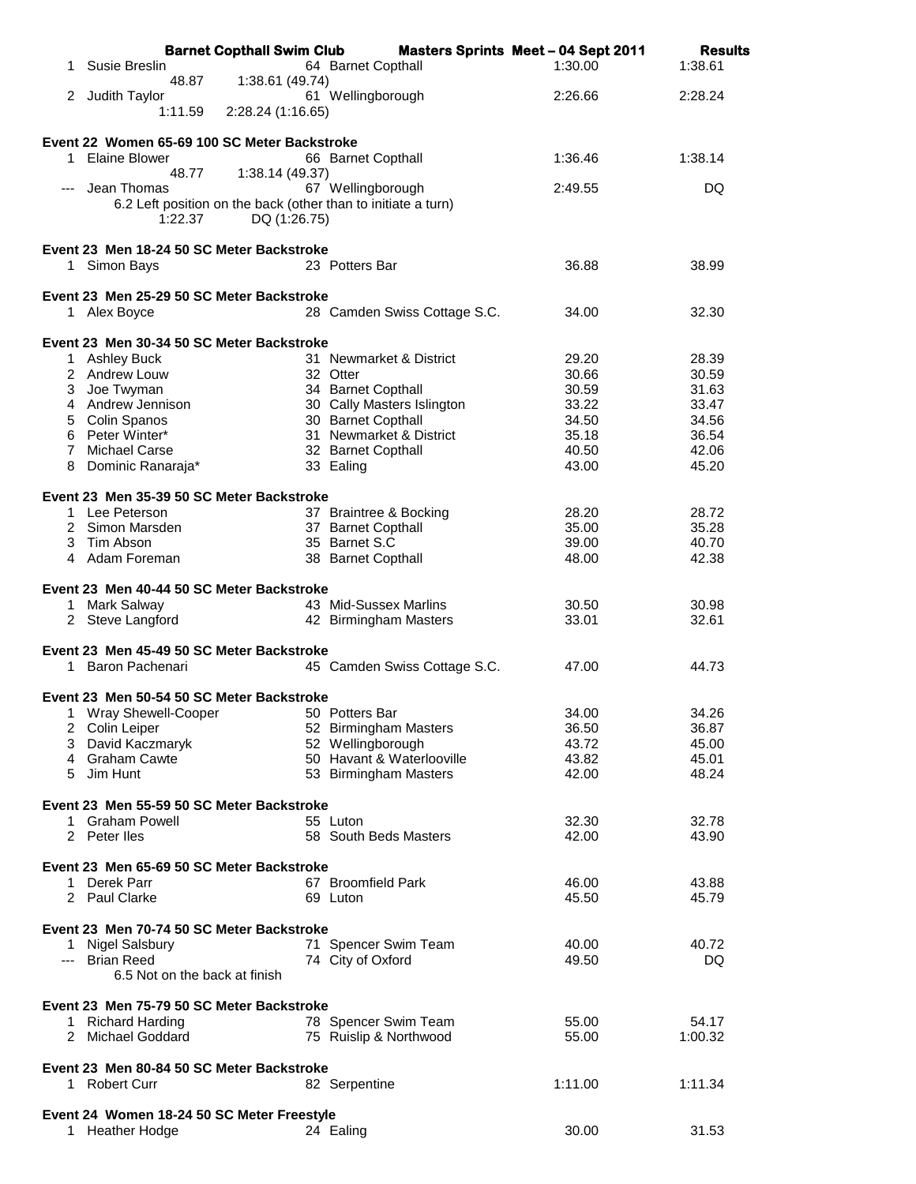| Place | Name | Age | Club | Seed Time | Finals Time |
|---|---|---|---|---|---|
| 1 | Susie Breslin | 64 | Barnet Copthall | 1:30.00 | 1:38.61 |
| | 48.87 &nbsp; 1:38.61 (49.74) | | | | |
| 2 | Judith Taylor | 61 | Wellingborough | 2:26.66 | 2:28.24 |
| | 1:11.59 &nbsp; 2:28.24 (1:16.65) | | | | |

**Event 22 Women 65-69 100 SC Meter Backstroke**

| Place | Name | Age | Club | Seed Time | Finals Time |
|---|---|---|---|---|---|
| 1 | Elaine Blower | 66 | Barnet Copthall | 1:36.46 | 1:38.14 |
| | 48.77 &nbsp; 1:38.14 (49.37) | | | | |
| --- | Jean Thomas | 67 | Wellingborough | 2:49.55 | DQ |
| | 6.2 Left position on the back (other than to initiate a turn) | | | | |
| | 1:22.37 &nbsp; DQ (1:26.75) | | | | |

**Event 23 Men 18-24 50 SC Meter Backstroke**

| Place | Name | Age | Club | Seed Time | Finals Time |
|---|---|---|---|---|---|
| 1 | Simon Bays | 23 | Potters Bar | 36.88 | 38.99 |

**Event 23 Men 25-29 50 SC Meter Backstroke**

| Place | Name | Age | Club | Seed Time | Finals Time |
|---|---|---|---|---|---|
| 1 | Alex Boyce | 28 | Camden Swiss Cottage S.C. | 34.00 | 32.30 |

**Event 23 Men 30-34 50 SC Meter Backstroke**

| Place | Name | Age | Club | Seed Time | Finals Time |
|---|---|---|---|---|---|
| 1 | Ashley Buck | 31 | Newmarket & District | 29.20 | 28.39 |
| 2 | Andrew Louw | 32 | Otter | 30.66 | 30.59 |
| 3 | Joe Twyman | 34 | Barnet Copthall | 30.59 | 31.63 |
| 4 | Andrew Jennison | 30 | Cally Masters Islington | 33.22 | 33.47 |
| 5 | Colin Spanos | 30 | Barnet Copthall | 34.50 | 34.56 |
| 6 | Peter Winter* | 31 | Newmarket & District | 35.18 | 36.54 |
| 7 | Michael Carse | 32 | Barnet Copthall | 40.50 | 42.06 |
| 8 | Dominic Ranaraja* | 33 | Ealing | 43.00 | 45.20 |

**Event 23 Men 35-39 50 SC Meter Backstroke**

| Place | Name | Age | Club | Seed Time | Finals Time |
|---|---|---|---|---|---|
| 1 | Lee Peterson | 37 | Braintree & Bocking | 28.20 | 28.72 |
| 2 | Simon Marsden | 37 | Barnet Copthall | 35.00 | 35.28 |
| 3 | Tim Abson | 35 | Barnet S.C | 39.00 | 40.70 |
| 4 | Adam Foreman | 38 | Barnet Copthall | 48.00 | 42.38 |

**Event 23 Men 40-44 50 SC Meter Backstroke**

| Place | Name | Age | Club | Seed Time | Finals Time |
|---|---|---|---|---|---|
| 1 | Mark Salway | 43 | Mid-Sussex Marlins | 30.50 | 30.98 |
| 2 | Steve Langford | 42 | Birmingham Masters | 33.01 | 32.61 |

**Event 23 Men 45-49 50 SC Meter Backstroke**

| Place | Name | Age | Club | Seed Time | Finals Time |
|---|---|---|---|---|---|
| 1 | Baron Pachenari | 45 | Camden Swiss Cottage S.C. | 47.00 | 44.73 |

**Event 23 Men 50-54 50 SC Meter Backstroke**

| Place | Name | Age | Club | Seed Time | Finals Time |
|---|---|---|---|---|---|
| 1 | Wray Shewell-Cooper | 50 | Potters Bar | 34.00 | 34.26 |
| 2 | Colin Leiper | 52 | Birmingham Masters | 36.50 | 36.87 |
| 3 | David Kaczmaryk | 52 | Wellingborough | 43.72 | 45.00 |
| 4 | Graham Cawte | 50 | Havant & Waterlooville | 43.82 | 45.01 |
| 5 | Jim Hunt | 53 | Birmingham Masters | 42.00 | 48.24 |

**Event 23 Men 55-59 50 SC Meter Backstroke**

| Place | Name | Age | Club | Seed Time | Finals Time |
|---|---|---|---|---|---|
| 1 | Graham Powell | 55 | Luton | 32.30 | 32.78 |
| 2 | Peter Iles | 58 | South Beds Masters | 42.00 | 43.90 |

**Event 23 Men 65-69 50 SC Meter Backstroke**

| Place | Name | Age | Club | Seed Time | Finals Time |
|---|---|---|---|---|---|
| 1 | Derek Parr | 67 | Broomfield Park | 46.00 | 43.88 |
| 2 | Paul Clarke | 69 | Luton | 45.50 | 45.79 |

**Event 23 Men 70-74 50 SC Meter Backstroke**

| Place | Name | Age | Club | Seed Time | Finals Time |
|---|---|---|---|---|---|
| 1 | Nigel Salsbury | 71 | Spencer Swim Team | 40.00 | 40.72 |
| --- | Brian Reed | 74 | City of Oxford | 49.50 | DQ |
| | 6.5 Not on the back at finish | | | | |

**Event 23 Men 75-79 50 SC Meter Backstroke**

| Place | Name | Age | Club | Seed Time | Finals Time |
|---|---|---|---|---|---|
| 1 | Richard Harding | 78 | Spencer Swim Team | 55.00 | 54.17 |
| 2 | Michael Goddard | 75 | Ruislip & Northwood | 55.00 | 1:00.32 |

**Event 23 Men 80-84 50 SC Meter Backstroke**

| Place | Name | Age | Club | Seed Time | Finals Time |
|---|---|---|---|---|---|
| 1 | Robert Curr | 82 | Serpentine | 1:11.00 | 1:11.34 |

**Event 24 Women 18-24 50 SC Meter Freestyle**

| Place | Name | Age | Club | Seed Time | Finals Time |
|---|---|---|---|---|---|
| 1 | Heather Hodge | 24 | Ealing | 30.00 | 31.53 |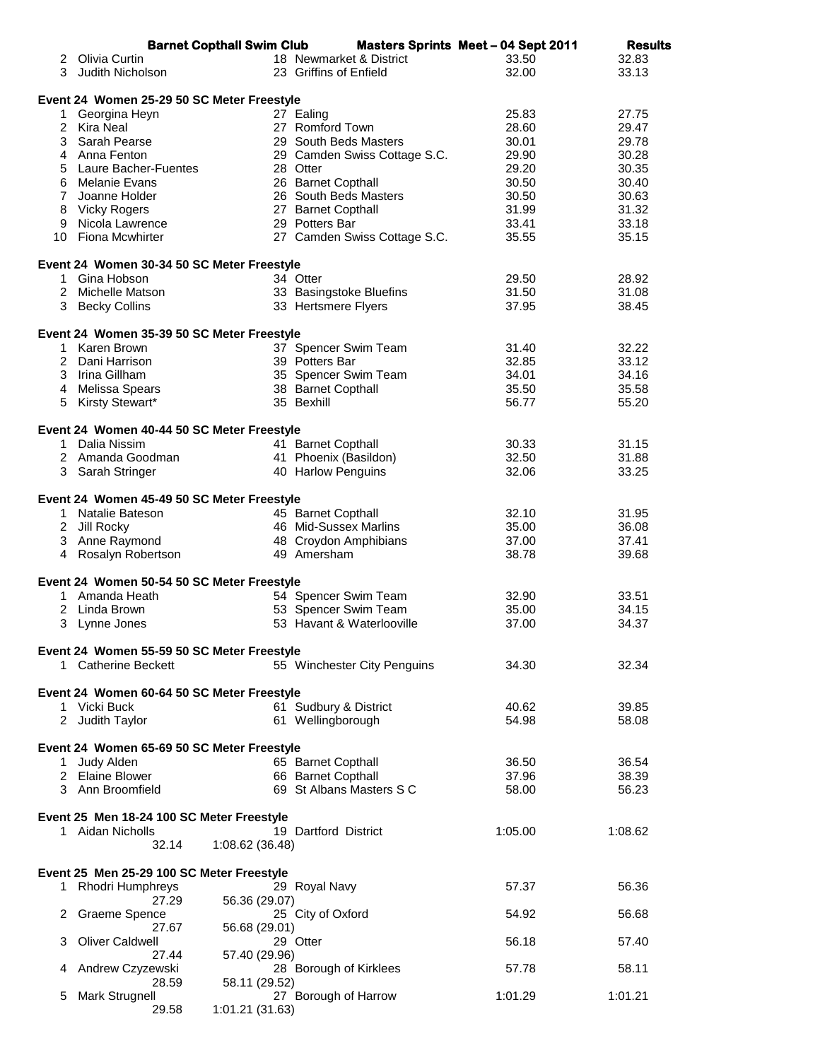| | | | | | |
|---|---|---|---|---|---|
| 2 | Olivia Curtin | 18 | Newmarket & District | 33.50 | 32.83 |
| 3 | Judith Nicholson | 23 | Griffins of Enfield | 32.00 | 33.13 |

**Event 24 Women 25-29 50 SC Meter Freestyle**

| | | | | | |
|---|---|---|---|---|---|
| 1 | Georgina Heyn | 27 | Ealing | 25.83 | 27.75 |
| 2 | Kira Neal | 27 | Romford Town | 28.60 | 29.47 |
| 3 | Sarah Pearse | 29 | South Beds Masters | 30.01 | 29.78 |
| 4 | Anna Fenton | 29 | Camden Swiss Cottage S.C. | 29.90 | 30.28 |
| 5 | Laure Bacher-Fuentes | 28 | Otter | 29.20 | 30.35 |
| 6 | Melanie Evans | 26 | Barnet Copthall | 30.50 | 30.40 |
| 7 | Joanne Holder | 26 | South Beds Masters | 30.50 | 30.63 |
| 8 | Vicky Rogers | 27 | Barnet Copthall | 31.99 | 31.32 |
| 9 | Nicola Lawrence | 29 | Potters Bar | 33.41 | 33.18 |
| 10 | Fiona Mcwhirter | 27 | Camden Swiss Cottage S.C. | 35.55 | 35.15 |

**Event 24 Women 30-34 50 SC Meter Freestyle**

| | | | | | |
|---|---|---|---|---|---|
| 1 | Gina Hobson | 34 | Otter | 29.50 | 28.92 |
| 2 | Michelle Matson | 33 | Basingstoke Bluefins | 31.50 | 31.08 |
| 3 | Becky Collins | 33 | Hertsmere Flyers | 37.95 | 38.45 |

**Event 24 Women 35-39 50 SC Meter Freestyle**

| | | | | | |
|---|---|---|---|---|---|
| 1 | Karen Brown | 37 | Spencer Swim Team | 31.40 | 32.22 |
| 2 | Dani Harrison | 39 | Potters Bar | 32.85 | 33.12 |
| 3 | Irina Gillham | 35 | Spencer Swim Team | 34.01 | 34.16 |
| 4 | Melissa Spears | 38 | Barnet Copthall | 35.50 | 35.58 |
| 5 | Kirsty Stewart* | 35 | Bexhill | 56.77 | 55.20 |

**Event 24 Women 40-44 50 SC Meter Freestyle**

| | | | | | |
|---|---|---|---|---|---|
| 1 | Dalia Nissim | 41 | Barnet Copthall | 30.33 | 31.15 |
| 2 | Amanda Goodman | 41 | Phoenix (Basildon) | 32.50 | 31.88 |
| 3 | Sarah Stringer | 40 | Harlow Penguins | 32.06 | 33.25 |

**Event 24 Women 45-49 50 SC Meter Freestyle**

| | | | | | |
|---|---|---|---|---|---|
| 1 | Natalie Bateson | 45 | Barnet Copthall | 32.10 | 31.95 |
| 2 | Jill Rocky | 46 | Mid-Sussex Marlins | 35.00 | 36.08 |
| 3 | Anne Raymond | 48 | Croydon Amphibians | 37.00 | 37.41 |
| 4 | Rosalyn Robertson | 49 | Amersham | 38.78 | 39.68 |

**Event 24 Women 50-54 50 SC Meter Freestyle**

| | | | | | |
|---|---|---|---|---|---|
| 1 | Amanda Heath | 54 | Spencer Swim Team | 32.90 | 33.51 |
| 2 | Linda Brown | 53 | Spencer Swim Team | 35.00 | 34.15 |
| 3 | Lynne Jones | 53 | Havant & Waterlooville | 37.00 | 34.37 |

**Event 24 Women 55-59 50 SC Meter Freestyle**

| | | | | | |
|---|---|---|---|---|---|
| 1 | Catherine Beckett | 55 | Winchester City Penguins | 34.30 | 32.34 |

**Event 24 Women 60-64 50 SC Meter Freestyle**

| | | | | | |
|---|---|---|---|---|---|
| 1 | Vicki Buck | 61 | Sudbury & District | 40.62 | 39.85 |
| 2 | Judith Taylor | 61 | Wellingborough | 54.98 | 58.08 |

**Event 24 Women 65-69 50 SC Meter Freestyle**

| | | | | | |
|---|---|---|---|---|---|
| 1 | Judy Alden | 65 | Barnet Copthall | 36.50 | 36.54 |
| 2 | Elaine Blower | 66 | Barnet Copthall | 37.96 | 38.39 |
| 3 | Ann Broomfield | 69 | St Albans Masters S C | 58.00 | 56.23 |

**Event 25 Men 18-24 100 SC Meter Freestyle**

| | | | | | |
|---|---|---|---|---|---|
| 1 | Aidan Nicholls | 19 | Dartford District | 1:05.00 | 1:08.62 |
| | 32.14 | 1:08.62 (36.48) | | | |

**Event 25 Men 25-29 100 SC Meter Freestyle**

| | | | | | |
|---|---|---|---|---|---|
| 1 | Rhodri Humphreys | 29 | Royal Navy | 57.37 | 56.36 |
| | 27.29 | 56.36 (29.07) | | | |
| 2 | Graeme Spence | 25 | City of Oxford | 54.92 | 56.68 |
| | 27.67 | 56.68 (29.01) | | | |
| 3 | Oliver Caldwell | 29 | Otter | 56.18 | 57.40 |
| | 27.44 | 57.40 (29.96) | | | |
| 4 | Andrew Czyzewski | 28 | Borough of Kirklees | 57.78 | 58.11 |
| | 28.59 | 58.11 (29.52) | | | |
| 5 | Mark Strugnell | 27 | Borough of Harrow | 1:01.29 | 1:01.21 |
| | 29.58 | 1:01.21 (31.63) | | | |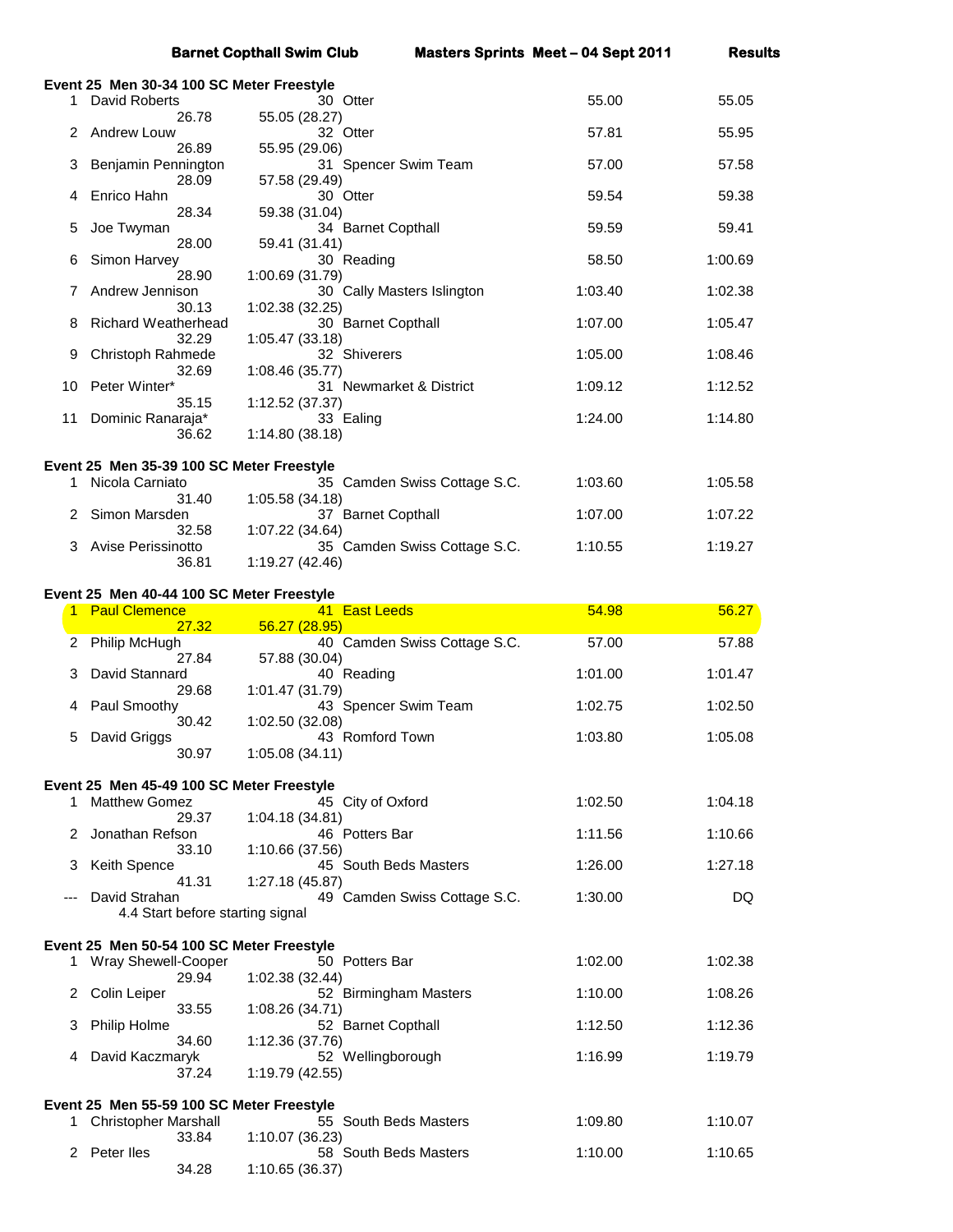**Barnet Copthall Swim Club          Masters Sprints Meet – 04 Sept 2011          Results**

### Event 25 Men 30-34 100 SC Meter Freestyle

| Place | Name | Age | Team | Seed Time | Finals Time | 50m | 100m |
|---|---|---|---|---|---|---|---|
| 1 | David Roberts | 30 | Otter | 55.00 | 55.05 | 26.78 | 55.05 (28.27) |
| 2 | Andrew Louw | 32 | Otter | 57.81 | 55.95 | 26.89 | 55.95 (29.06) |
| 3 | Benjamin Pennington | 31 | Spencer Swim Team | 57.00 | 57.58 | 28.09 | 57.58 (29.49) |
| 4 | Enrico Hahn | 30 | Otter | 59.54 | 59.38 | 28.34 | 59.38 (31.04) |
| 5 | Joe Twyman | 34 | Barnet Copthall | 59.59 | 59.41 | 28.00 | 59.41 (31.41) |
| 6 | Simon Harvey | 30 | Reading | 58.50 | 1:00.69 | 28.90 | 1:00.69 (31.79) |
| 7 | Andrew Jennison | 30 | Cally Masters Islington | 1:03.40 | 1:02.38 | 30.13 | 1:02.38 (32.25) |
| 8 | Richard Weatherhead | 30 | Barnet Copthall | 1:07.00 | 1:05.47 | 32.29 | 1:05.47 (33.18) |
| 9 | Christoph Rahmede | 32 | Shiverers | 1:05.00 | 1:08.46 | 32.69 | 1:08.46 (35.77) |
| 10 | Peter Winter* | 31 | Newmarket & District | 1:09.12 | 1:12.52 | 35.15 | 1:12.52 (37.37) |
| 11 | Dominic Ranaraja* | 33 | Ealing | 1:24.00 | 1:14.80 | 36.62 | 1:14.80 (38.18) |

### Event 25 Men 35-39 100 SC Meter Freestyle

| Place | Name | Age | Team | Seed Time | Finals Time | 50m | 100m |
|---|---|---|---|---|---|---|---|
| 1 | Nicola Carniato | 35 | Camden Swiss Cottage S.C. | 1:03.60 | 1:05.58 | 31.40 | 1:05.58 (34.18) |
| 2 | Simon Marsden | 37 | Barnet Copthall | 1:07.00 | 1:07.22 | 32.58 | 1:07.22 (34.64) |
| 3 | Avise Perissinotto | 35 | Camden Swiss Cottage S.C. | 1:10.55 | 1:19.27 | 36.81 | 1:19.27 (42.46) |

### Event 25 Men 40-44 100 SC Meter Freestyle

| Place | Name | Age | Team | Seed Time | Finals Time | 50m | 100m |
|---|---|---|---|---|---|---|---|
| 1 | Paul Clemence | 41 | East Leeds | 54.98 | 56.27 | 27.32 | 56.27 (28.95) |
| 2 | Philip McHugh | 40 | Camden Swiss Cottage S.C. | 57.00 | 57.88 | 27.84 | 57.88 (30.04) |
| 3 | David Stannard | 40 | Reading | 1:01.00 | 1:01.47 | 29.68 | 1:01.47 (31.79) |
| 4 | Paul Smoothy | 43 | Spencer Swim Team | 1:02.75 | 1:02.50 | 30.42 | 1:02.50 (32.08) |
| 5 | David Griggs | 43 | Romford Town | 1:03.80 | 1:05.08 | 30.97 | 1:05.08 (34.11) |

### Event 25 Men 45-49 100 SC Meter Freestyle

| Place | Name | Age | Team | Seed Time | Finals Time | 50m | 100m |
|---|---|---|---|---|---|---|---|
| 1 | Matthew Gomez | 45 | City of Oxford | 1:02.50 | 1:04.18 | 29.37 | 1:04.18 (34.81) |
| 2 | Jonathan Refson | 46 | Potters Bar | 1:11.56 | 1:10.66 | 33.10 | 1:10.66 (37.56) |
| 3 | Keith Spence | 45 | South Beds Masters | 1:26.00 | 1:27.18 | 41.31 | 1:27.18 (45.87) |
| --- | David Strahan | 49 | Camden Swiss Cottage S.C. | 1:30.00 | DQ | 4.4 Start before starting signal | |

### Event 25 Men 50-54 100 SC Meter Freestyle

| Place | Name | Age | Team | Seed Time | Finals Time | 50m | 100m |
|---|---|---|---|---|---|---|---|
| 1 | Wray Shewell-Cooper | 50 | Potters Bar | 1:02.00 | 1:02.38 | 29.94 | 1:02.38 (32.44) |
| 2 | Colin Leiper | 52 | Birmingham Masters | 1:10.00 | 1:08.26 | 33.55 | 1:08.26 (34.71) |
| 3 | Philip Holme | 52 | Barnet Copthall | 1:12.50 | 1:12.36 | 34.60 | 1:12.36 (37.76) |
| 4 | David Kaczmaryk | 52 | Wellingborough | 1:16.99 | 1:19.79 | 37.24 | 1:19.79 (42.55) |

### Event 25 Men 55-59 100 SC Meter Freestyle

| Place | Name | Age | Team | Seed Time | Finals Time | 50m | 100m |
|---|---|---|---|---|---|---|---|
| 1 | Christopher Marshall | 55 | South Beds Masters | 1:09.80 | 1:10.07 | 33.84 | 1:10.07 (36.23) |
| 2 | Peter Iles | 58 | South Beds Masters | 1:10.00 | 1:10.65 | 34.28 | 1:10.65 (36.37) |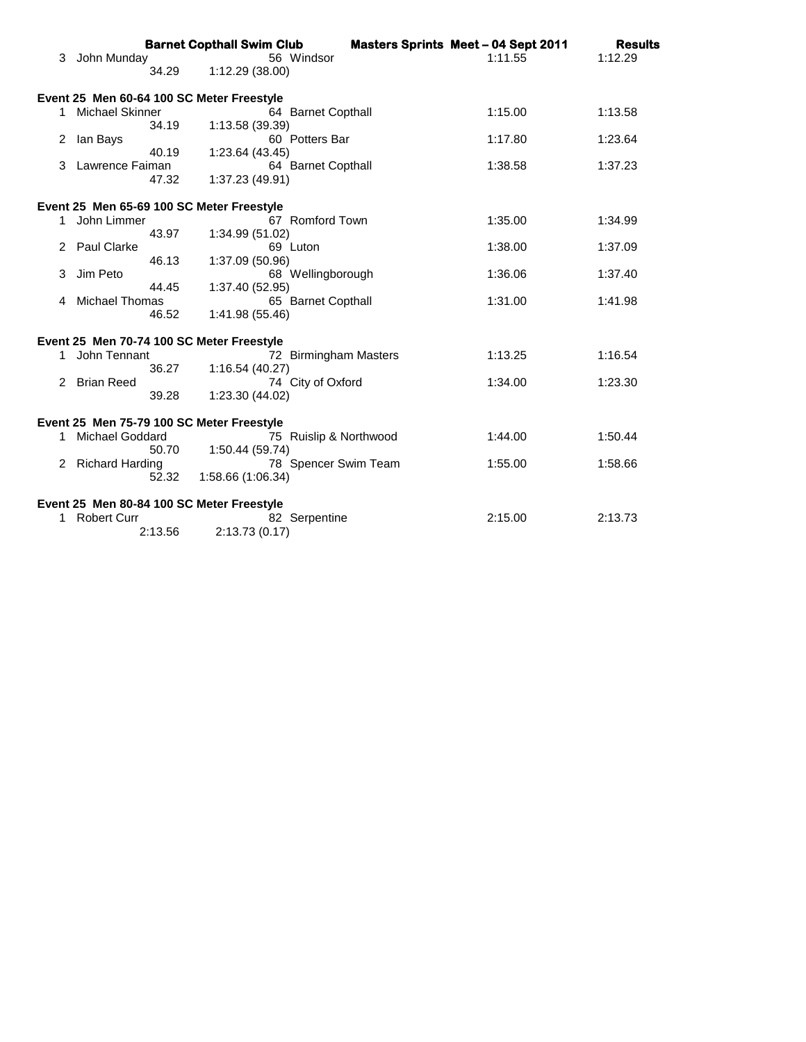3 John Munday 56 Windsor 1:11.55 1:12.29
34.29 1:12.29 (38.00)

**Event 25 Men 60-64 100 SC Meter Freestyle**

| | | | | | | |
|---|---|---|---|---|---|---|
| 1 | Michael Skinner | 64 | Barnet Copthall | 1:15.00 | 1:13.58 | |
| | 34.19 | 1:13.58 (39.39) | | | | |
| 2 | Ian Bays | 60 | Potters Bar | 1:17.80 | 1:23.64 | |
| | 40.19 | 1:23.64 (43.45) | | | | |
| 3 | Lawrence Faiman | 64 | Barnet Copthall | 1:38.58 | 1:37.23 | |
| | 47.32 | 1:37.23 (49.91) | | | | |

**Event 25 Men 65-69 100 SC Meter Freestyle**

| | | | | | | |
|---|---|---|---|---|---|---|
| 1 | John Limmer | 67 | Romford Town | 1:35.00 | 1:34.99 | |
| | 43.97 | 1:34.99 (51.02) | | | | |
| 2 | Paul Clarke | 69 | Luton | 1:38.00 | 1:37.09 | |
| | 46.13 | 1:37.09 (50.96) | | | | |
| 3 | Jim Peto | 68 | Wellingborough | 1:36.06 | 1:37.40 | |
| | 44.45 | 1:37.40 (52.95) | | | | |
| 4 | Michael Thomas | 65 | Barnet Copthall | 1:31.00 | 1:41.98 | |
| | 46.52 | 1:41.98 (55.46) | | | | |

**Event 25 Men 70-74 100 SC Meter Freestyle**

| | | | | | | |
|---|---|---|---|---|---|---|
| 1 | John Tennant | 72 | Birmingham Masters | 1:13.25 | 1:16.54 | |
| | 36.27 | 1:16.54 (40.27) | | | | |
| 2 | Brian Reed | 74 | City of Oxford | 1:34.00 | 1:23.30 | |
| | 39.28 | 1:23.30 (44.02) | | | | |

**Event 25 Men 75-79 100 SC Meter Freestyle**

| | | | | | | |
|---|---|---|---|---|---|---|
| 1 | Michael Goddard | 75 | Ruislip & Northwood | 1:44.00 | 1:50.44 | |
| | 50.70 | 1:50.44 (59.74) | | | | |
| 2 | Richard Harding | 78 | Spencer Swim Team | 1:55.00 | 1:58.66 | |
| | 52.32 | 1:58.66 (1:06.34) | | | | |

**Event 25 Men 80-84 100 SC Meter Freestyle**

| | | | | | | |
|---|---|---|---|---|---|---|
| 1 | Robert Curr | 82 | Serpentine | 2:15.00 | 2:13.73 | |
| | 2:13.56 | 2:13.73 (0.17) | | | | |